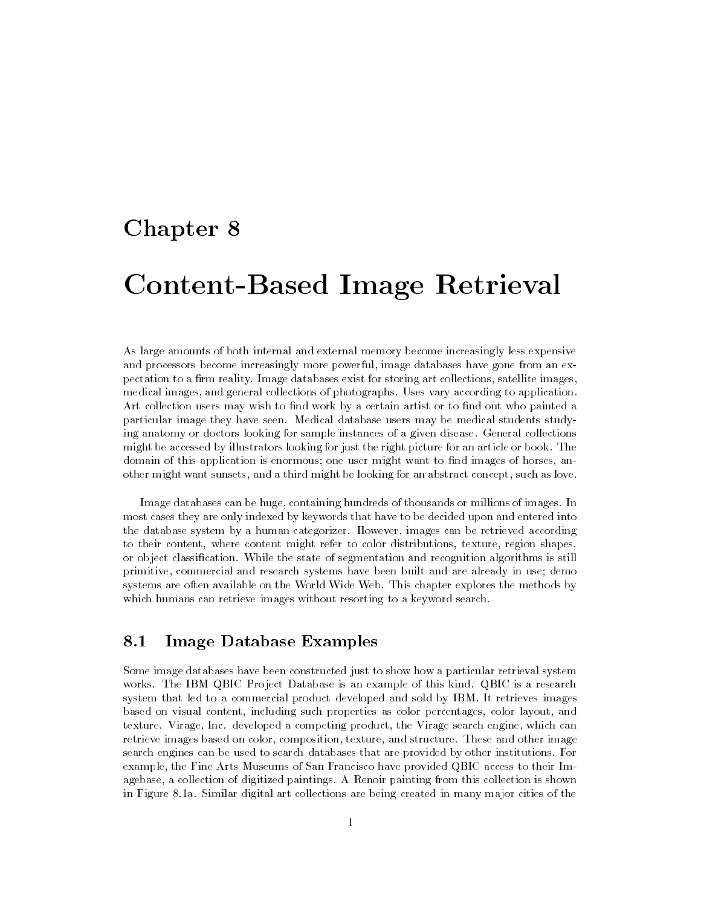# Chapter 8

# Content-Based Image Retrieval

As large amounts of both internal and external memory become increasingly less expensive and processors become increasingly more powerful, image databases have gone from an expectation to a firm reality. Image databases exist for storing art collections, satellite images, medical images, and general collections of photographs. Uses vary according to application. Art collection users may wish to find work by a certain artist or to find out who painted a particular image they have seen. Medical database users may be medical students studying anatomy or doctors looking for sample instances of a given disease. General collections might be accessed by illustrators looking for just the right picture for an article or book. The domain of this application is enormous; one user might want to find images of horses, another might want sunsets, and a third might be looking for an abstract concept, such as love.

Image databases can be huge, containing hundreds of thousands or millions of images. In most cases they are only indexed by keywords that have to be decided upon and entered into the database system by a human categorizer. However, images can be retrieved according to their content, where content might refer to color distributions, texture, region shapes, or object classification. While the state of segmentation and recognition algorithms is still primitive, commercial and research systems have been built and are already in use; demo systems are often available on the World Wide Web. This chapter explores the methods by which humans can retrieve images without resorting to a keyword search.

## 8.1 Image Database Examples

Some image databases have been constructed just to show how a particular retrieval system works. The IBM QBIC Project Database is an example of this kind. QBIC is a research system that led to a commercial product developed and sold by IBM. It retrieves images based on visual content, including such properties as color percentages, color layout, and texture. Virage, Inc. developed a competing product, the Virage search engine, which can retrieve images based on color, composition, texture, and structure. These and other image search engines can be used to search databases that are provided by other institutions. For example, the Fine Arts Museums of San Francisco have provided QBIC access to their Imagebase, a collection of digitized paintings. A Renoir painting from this collection is shown in Figure 8.1a. Similar digital art collections are being created in many major cities of the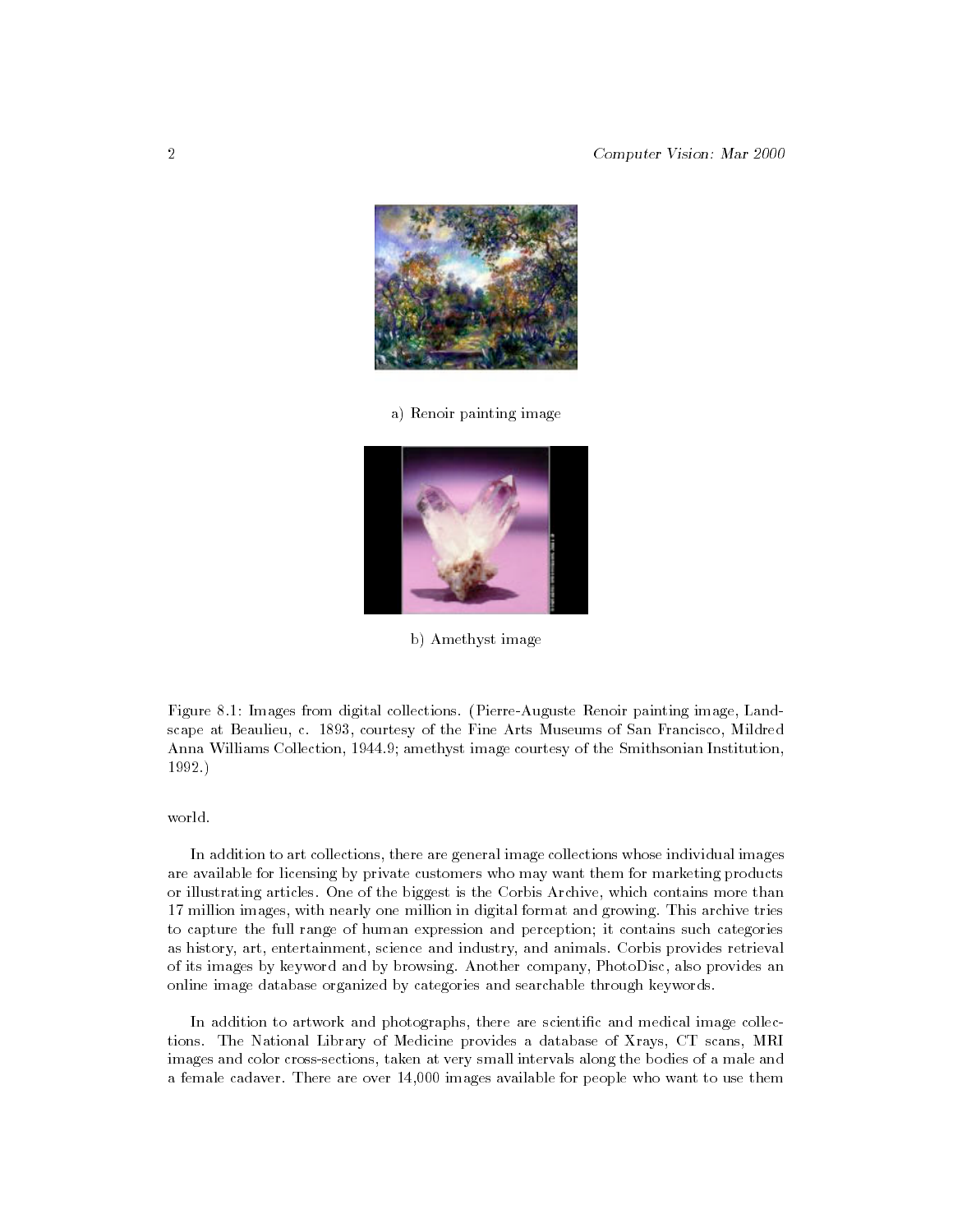a) Renoir painting image

b) Amethyst image

Figure 8.1: Images from digital collections. (Pierre-Auguste Renoir painting image, Landscape at Beaulieu, c. 1893, courtesy of the Fine Arts Museums of San Francisco, Mildred Anna Williams Collection, 1944.9; amethyst image courtesy of the Smithsonian Institution, 1992.)

world.

In addition to art collections, there are general image collections whose individual images are available for licensing by private customers who may want them for marketing products or illustrating articles. One of the biggest is the Corbis Archive, which contains more than 17 million images, with nearly one million in digital format and growing. This archive tries to capture the full range of human expression and perception; it contains such categories as history, art, entertainment, science and industry, and animals. Corbis provides retrieval of its images by keyword and by browsing. Another company, PhotoDisc, also provides an online image database organized by categories and searchable through keywords.

In addition to artwork and photographs, there are scientific and medical image collections. The National Library of Medicine provides a database of Xrays, CT scans, MRI images and color cross-sections, taken at very small intervals along the bodies of a male and a female cadaver. There are over 14,000 images available for people who want to use them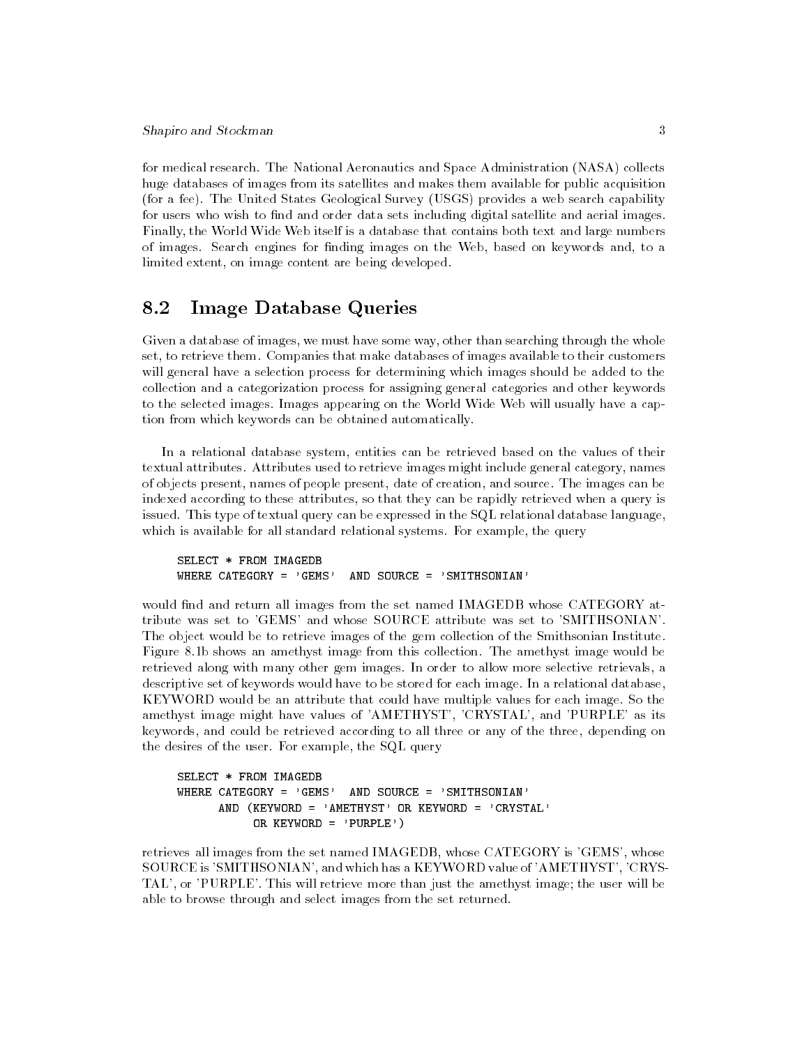for medical research. The National Aeronautics and Space Administration (NASA) collects huge databases of images from its satellites and makes them available for public acquisition (for a fee). The United States Geological Survey (USGS) provides a web search capability for users who wish to find and order data sets including digital satellite and aerial images. Finally, the World Wide Web itself is a database that contains both text and large numbers of images. Search engines for finding images on the Web, based on keywords and, to a limited extent, on image content are being developed.

## 8.2 Image Database Queries

Given a database of images, we must have some way, other than searching through the whole set, to retrieve them. Companies that make databases of images available to their customers will general have a selection process for determining which images should be added to the collection and a categorization process for assigning general categories and other keywords to the selected images. Images appearing on the World Wide Web will usually have a caption from which keywords can be obtained automatically.

In a relational database system, entities can be retrieved based on the values of their textual attributes. Attributes used to retrieve images might include general category, names of objects present, names of people present, date of creation, and source. The images can be indexed according to these attributes, so that they can be rapidly retrieved when a query is issued. This type of textual query can be expressed in the SQL relational database language, which is available for all standard relational systems. For example, the query

```
SELECT * FROM IMAGEDB
WHERE CATEGORY = 'GEMS'  AND SOURCE = 'SMITHSONIAN'
```

would find and return all images from the set named IMAGEDB whose CATEGORY attribute was set to 'GEMS' and whose SOURCE attribute was set to 'SMITHSONIAN'. The object would be to retrieve images of the gem collection of the Smithsonian Institute. Figure 8.1b shows an amethyst image from this collection. The amethyst image would be retrieved along with many other gem images. In order to allow more selective retrievals, a descriptive set of keywords would have to be stored for each image. In a relational database, KEYWORD would be an attribute that could have multiple values for each image. So the amethyst image might have values of 'AMETHYST', 'CRYSTAL', and 'PURPLE' as its keywords, and could be retrieved according to all three or any of the three, depending on the desires of the user. For example, the SQL query

```
SELECT * FROM IMAGEDB
WHERE CATEGORY = 'GEMS'  AND SOURCE = 'SMITHSONIAN'
      AND (KEYWORD = 'AMETHYST' OR KEYWORD = 'CRYSTAL'
           OR KEYWORD = 'PURPLE')
```

retrieves all images from the set named IMAGEDB, whose CATEGORY is 'GEMS', whose SOURCE is 'SMITHSONIAN', and which has a KEYWORD value of 'AMETHYST', 'CRYSTAL', or 'PURPLE'. This will retrieve more than just the amethyst image; the user will be able to browse through and select images from the set returned.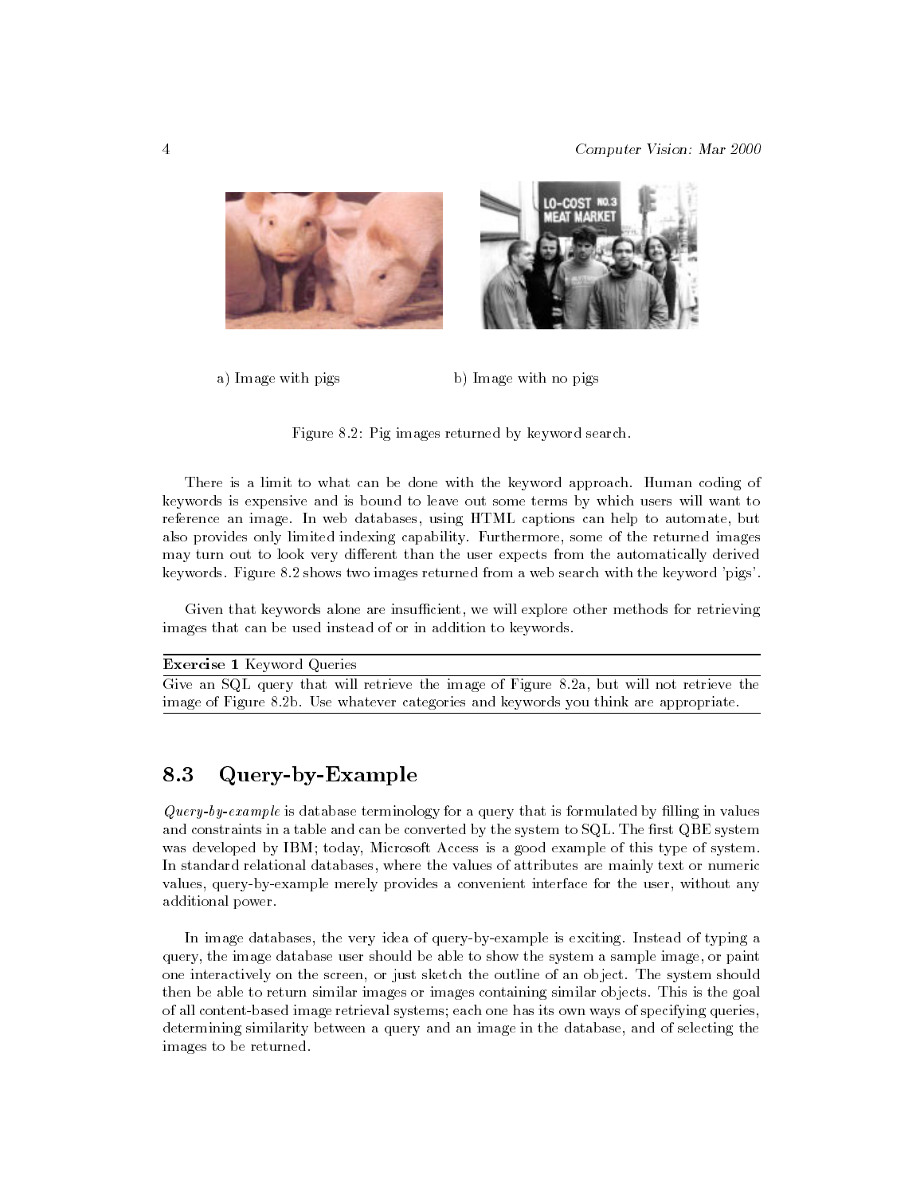a) Image with pigs

b) Image with no pigs

Figure 8.2: Pig images returned by keyword search.

There is a limit to what can be done with the keyword approach. Human coding of keywords is expensive and is bound to leave out some terms by which users will want to reference an image. In web databases, using HTML captions can help to automate, but also provides only limited indexing capability. Furthermore, some of the returned images may turn out to look very different than the user expects from the automatically derived keywords. Figure 8.2 shows two images returned from a web search with the keyword 'pigs'.

Given that keywords alone are insufficient, we will explore other methods for retrieving images that can be used instead of or in addition to keywords.

---

**Exercise 1** Keyword Queries

Give an SQL query that will retrieve the image of Figure 8.2a, but will not retrieve the image of Figure 8.2b. Use whatever categories and keywords you think are appropriate.

---

## 8.3 Query-by-Example

*Query-by-example* is database terminology for a query that is formulated by filling in values and constraints in a table and can be converted by the system to SQL. The first QBE system was developed by IBM; today, Microsoft Access is a good example of this type of system. In standard relational databases, where the values of attributes are mainly text or numeric values, query-by-example merely provides a convenient interface for the user, without any additional power.

In image databases, the very idea of query-by-example is exciting. Instead of typing a query, the image database user should be able to show the system a sample image, or paint one interactively on the screen, or just sketch the outline of an object. The system should then be able to return similar images or images containing similar objects. This is the goal of all content-based image retrieval systems; each one has its own ways of specifying queries, determining similarity between a query and an image in the database, and of selecting the images to be returned.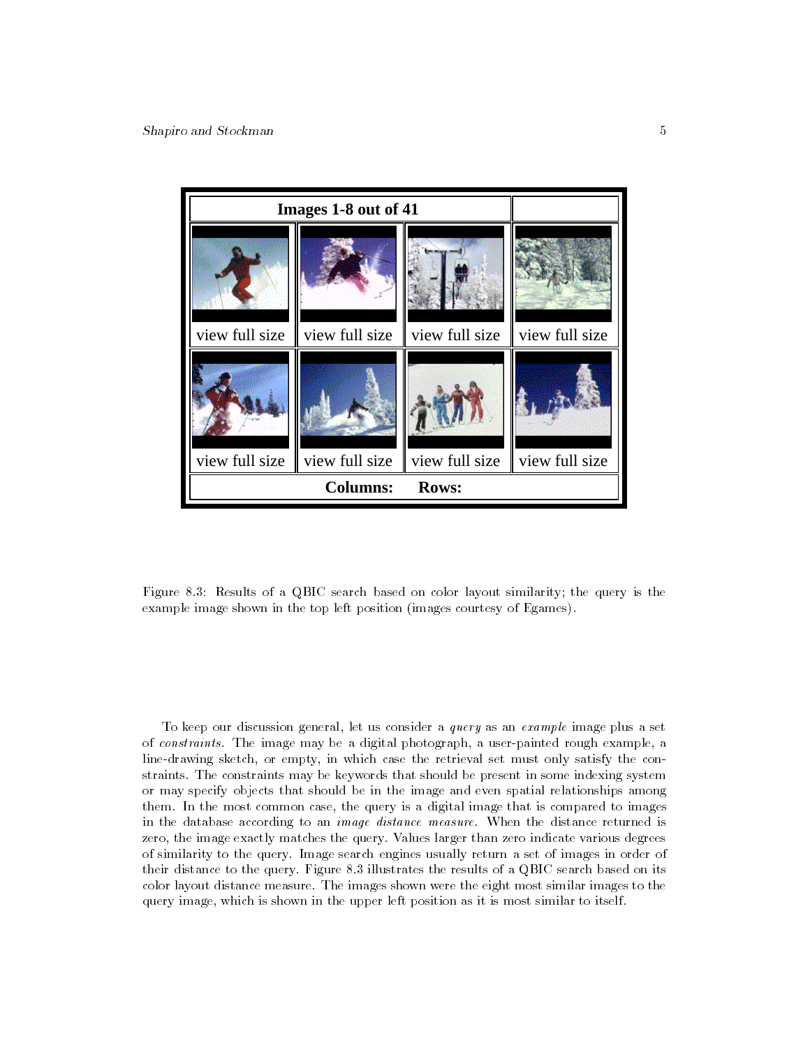| Images 1-8 out of 41 | | | |
| --- | --- | --- | --- |
| view full size | view full size | view full size | view full size |
| view full size | view full size | view full size | view full size |
| **Columns:** **Rows:** | | | |

Figure 8.3: Results of a QBIC search based on color layout similarity; the query is the example image shown in the top left position (images courtesy of Egames).

To keep our discussion general, let us consider a *query* as an *example* image plus a set of *constraints*. The image may be a digital photograph, a user-painted rough example, a line-drawing sketch, or empty, in which case the retrieval set must only satisfy the constraints. The constraints may be keywords that should be present in some indexing system or may specify objects that should be in the image and even spatial relationships among them. In the most common case, the query is a digital image that is compared to images in the database according to an *image distance measure*. When the distance returned is zero, the image exactly matches the query. Values larger than zero indicate various degrees of similarity to the query. Image search engines usually return a set of images in order of their distance to the query. Figure 8.3 illustrates the results of a QBIC search based on its color layout distance measure. The images shown were the eight most similar images to the query image, which is shown in the upper left position as it is most similar to itself.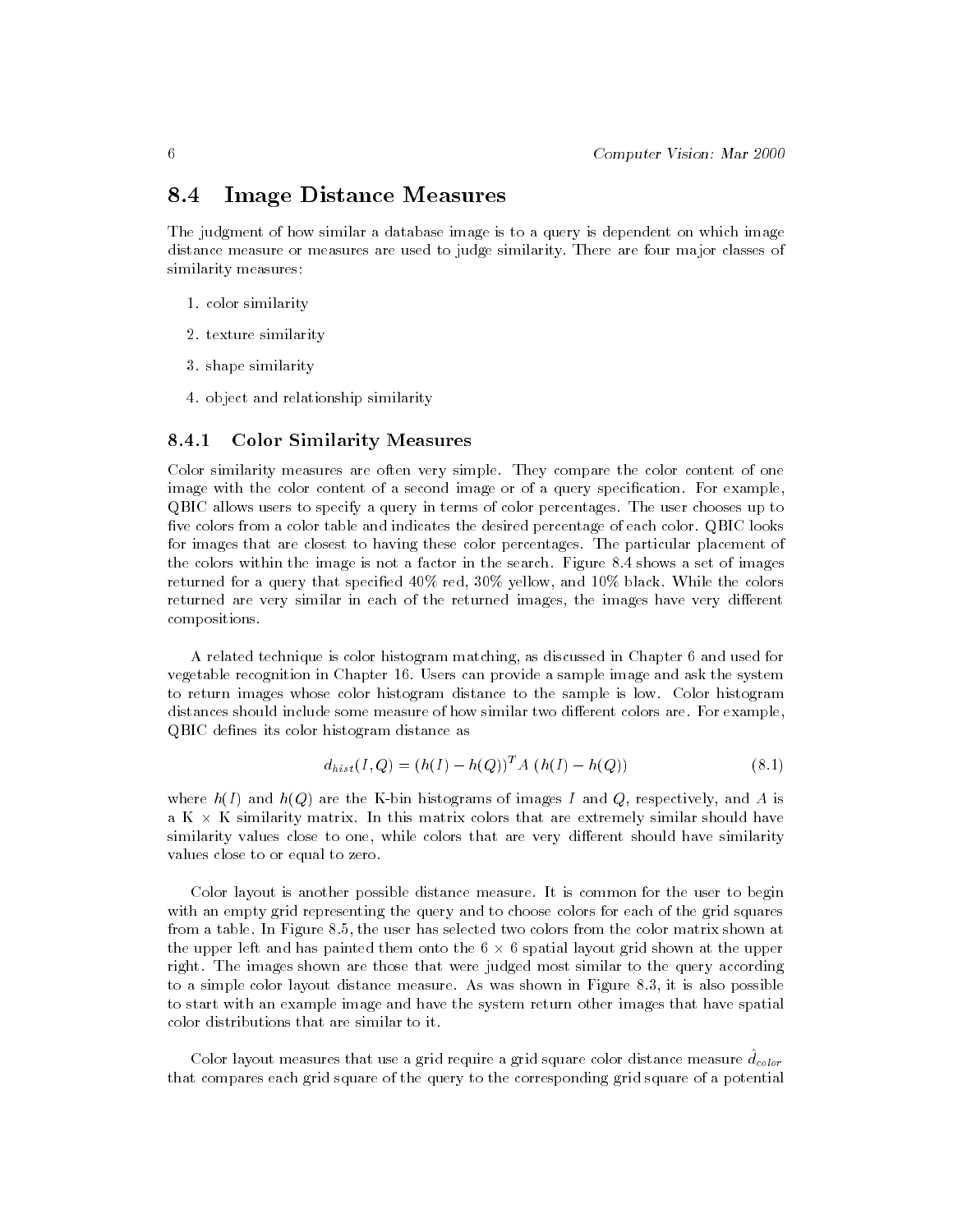## 8.4 Image Distance Measures

The judgment of how similar a database image is to a query is dependent on which image distance measure or measures are used to judge similarity. There are four major classes of similarity measures:

1. color similarity
2. texture similarity
3. shape similarity
4. object and relationship similarity

### 8.4.1 Color Similarity Measures

Color similarity measures are often very simple. They compare the color content of one image with the color content of a second image or of a query specification. For example, QBIC allows users to specify a query in terms of color percentages. The user chooses up to five colors from a color table and indicates the desired percentage of each color. QBIC looks for images that are closest to having these color percentages. The particular placement of the colors within the image is not a factor in the search. Figure 8.4 shows a set of images returned for a query that specified 40% red, 30% yellow, and 10% black. While the colors returned are very similar in each of the returned images, the images have very different compositions.

A related technique is color histogram matching, as discussed in Chapter 6 and used for vegetable recognition in Chapter 16. Users can provide a sample image and ask the system to return images whose color histogram distance to the sample is low. Color histogram distances should include some measure of how similar two different colors are. For example, QBIC defines its color histogram distance as

$$d_{hist}(I, Q) = (h(I) - h(Q))^T A \; (h(I) - h(Q)) \tag{8.1}$$

where $h(I)$ and $h(Q)$ are the K-bin histograms of images $I$ and $Q$, respectively, and $A$ is a K $\times$ K similarity matrix. In this matrix colors that are extremely similar should have similarity values close to one, while colors that are very different should have similarity values close to or equal to zero.

Color layout is another possible distance measure. It is common for the user to begin with an empty grid representing the query and to choose colors for each of the grid squares from a table. In Figure 8.5, the user has selected two colors from the color matrix shown at the upper left and has painted them onto the $6 \times 6$ spatial layout grid shown at the upper right. The images shown are those that were judged most similar to the query according to a simple color layout distance measure. As was shown in Figure 8.3, it is also possible to start with an example image and have the system return other images that have spatial color distributions that are similar to it.

Color layout measures that use a grid require a grid square color distance measure $\hat{d}_{color}$ that compares each grid square of the query to the corresponding grid square of a potential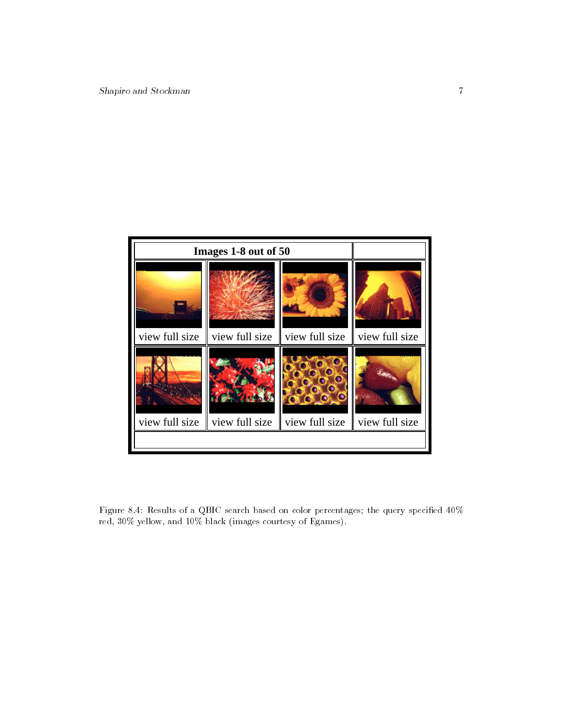| Images 1-8 out of 50 | | | |
|---|---|---|---|
| view full size | view full size | view full size | view full size |
| view full size | view full size | view full size | view full size |

Figure 8.4: Results of a QBIC search based on color percentages; the query specified 40% red, 30% yellow, and 10% black (images courtesy of Egames).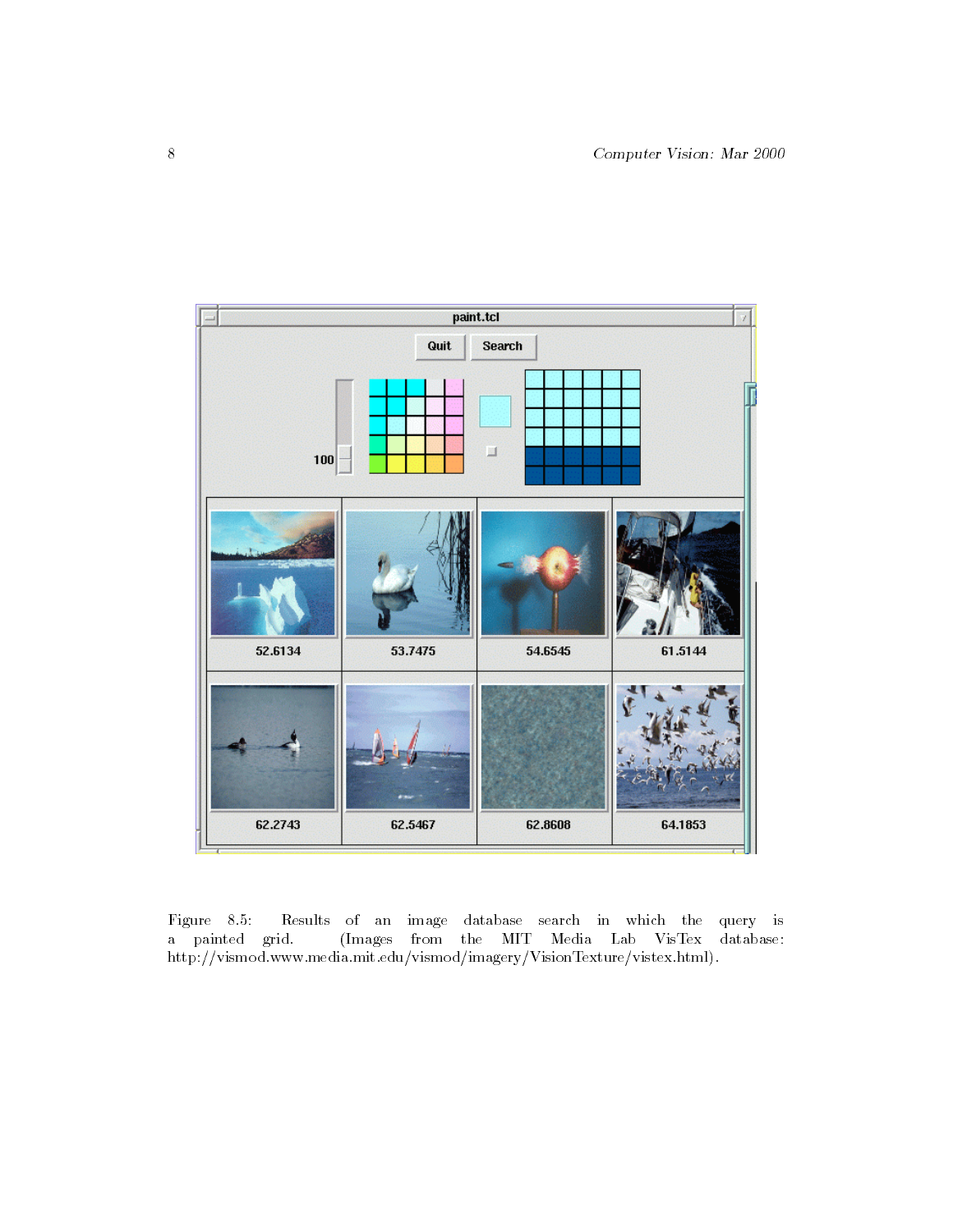Figure 8.5: Results of an image database search in which the query is a painted grid. (Images from the MIT Media Lab VisTex database: http://vismod.www.media.mit.edu/vismod/imagery/VisionTexture/vistex.html).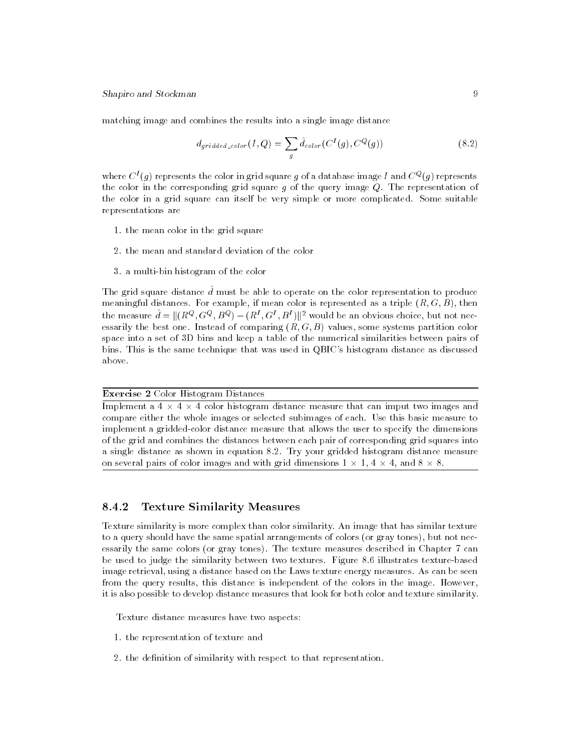matching image and combines the results into a single image distance

$$d_{gridded\_color}(I, Q) = \sum_{g} \hat{d}_{color}(C^I(g), C^Q(g)) \tag{8.2}$$

where $C^I(g)$ represents the color in grid square $g$ of a database image $I$ and $C^Q(g)$ represents the color in the corresponding grid square $g$ of the query image $Q$. The representation of the color in a grid square can itself be very simple or more complicated. Some suitable representations are

1. the mean color in the grid square
2. the mean and standard deviation of the color
3. a multi-bin histogram of the color

The grid square distance $\hat{d}$ must be able to operate on the color representation to produce meaningful distances. For example, if mean color is represented as a triple $(R, G, B)$, then the measure $\hat{d} = \|(R^Q, G^Q, B^Q) - (R^I, G^I, B^I)\|^2$ would be an obvious choice, but not necessarily the best one. Instead of comparing $(R, G, B)$ values, some systems partition color space into a set of 3D bins and keep a table of the numerical similarities between pairs of bins. This is the same technique that was used in QBIC's histogram distance as discussed above.

---

**Exercise 2** Color Histogram Distances

Implement a $4 \times 4 \times 4$ color histogram distance measure that can imput two images and compare either the whole images or selected subimages of each. Use this basic measure to implement a gridded-color distance measure that allows the user to specify the dimensions of the grid and combines the distances between each pair of corresponding grid squares into a single distance as shown in equation 8.2. Try your gridded histogram distance measure on several pairs of color images and with grid dimensions $1 \times 1$, $4 \times 4$, and $8 \times 8$.

---

### 8.4.2 Texture Similarity Measures

Texture similarity is more complex than color similarity. An image that has similar texture to a query should have the same spatial arrangements of colors (or gray tones), but not necessarily the same colors (or gray tones). The texture measures described in Chapter 7 can be used to judge the similarity between two textures. Figure 8.6 illustrates texture-based image retrieval, using a distance based on the Laws texture energy measures. As can be seen from the query results, this distance is independent of the colors in the image. However, it is also possible to develop distance measures that look for both color and texture similarity.

Texture distance measures have two aspects:

1. the representation of texture and
2. the definition of similarity with respect to that representation.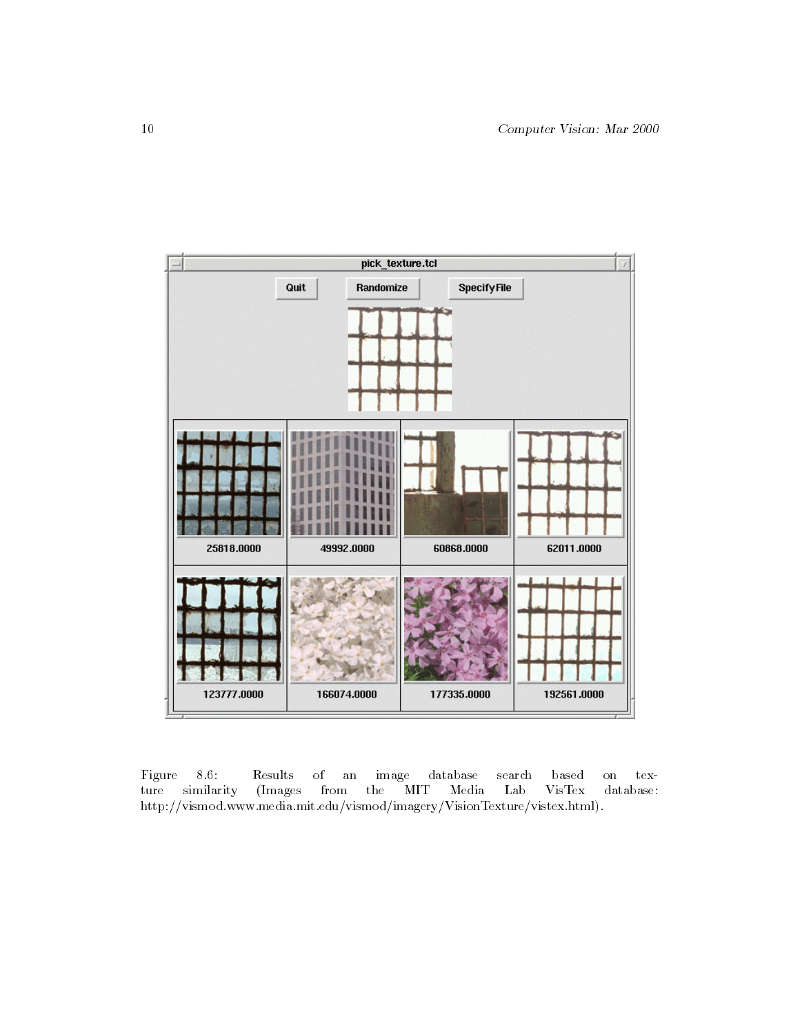Figure 8.6: Results of an image database search based on texture similarity (Images from the MIT Media Lab VisTex database: http://vismod.www.media.mit.edu/vismod/imagery/VisionTexture/vistex.html).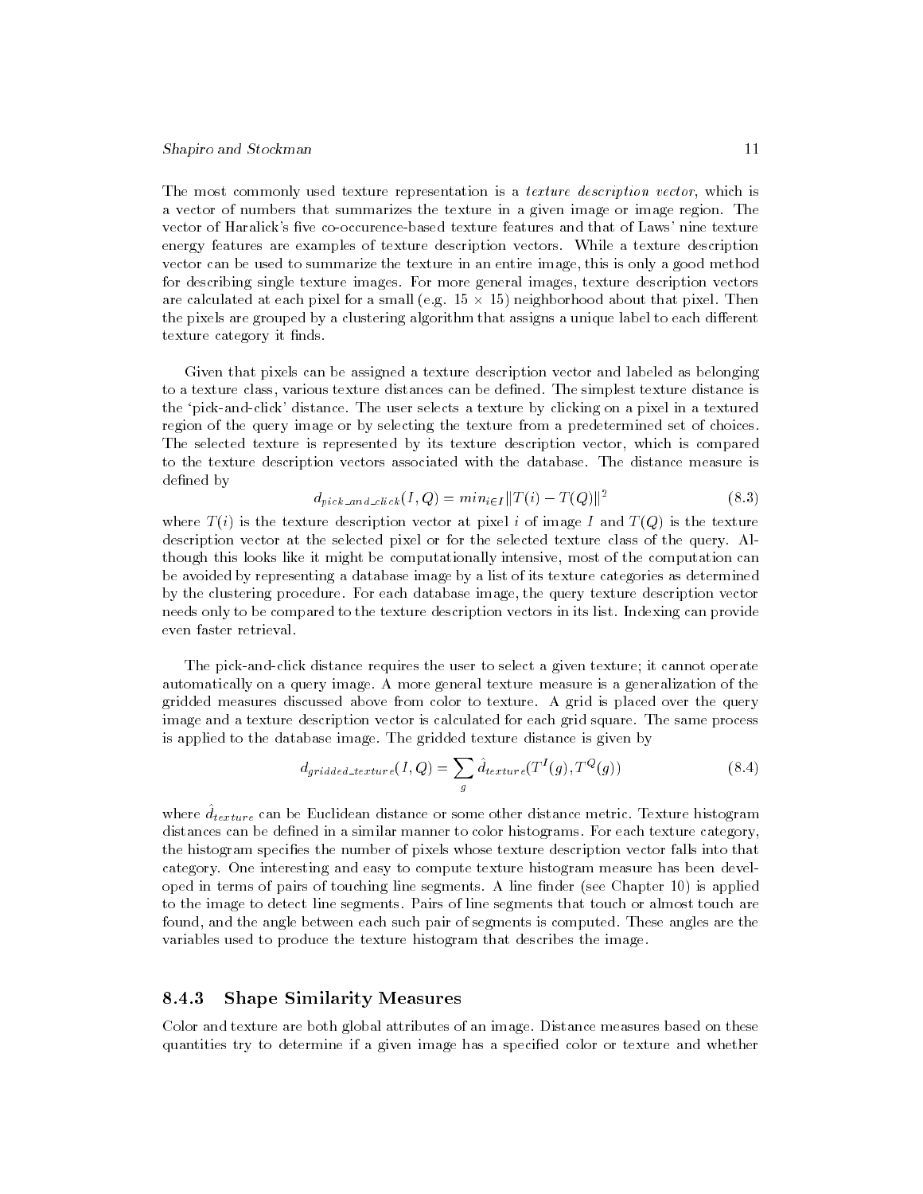The most commonly used texture representation is a *texture description vector*, which is a vector of numbers that summarizes the texture in a given image or image region. The vector of Haralick's five co-occurence-based texture features and that of Laws' nine texture energy features are examples of texture description vectors. While a texture description vector can be used to summarize the texture in an entire image, this is only a good method for describing single texture images. For more general images, texture description vectors are calculated at each pixel for a small (e.g. $15 \times 15$) neighborhood about that pixel. Then the pixels are grouped by a clustering algorithm that assigns a unique label to each different texture category it finds.

Given that pixels can be assigned a texture description vector and labeled as belonging to a texture class, various texture distances can be defined. The simplest texture distance is the 'pick-and-click' distance. The user selects a texture by clicking on a pixel in a textured region of the query image or by selecting the texture from a predetermined set of choices. The selected texture is represented by its texture description vector, which is compared to the texture description vectors associated with the database. The distance measure is defined by

$$d_{pick\_and\_click}(I, Q) = min_{i \in I} \|T(i) - T(Q)\|^2 \tag{8.3}$$

where $T(i)$ is the texture description vector at pixel $i$ of image $I$ and $T(Q)$ is the texture description vector at the selected pixel or for the selected texture class of the query. Although this looks like it might be computationally intensive, most of the computation can be avoided by representing a database image by a list of its texture categories as determined by the clustering procedure. For each database image, the query texture description vector needs only to be compared to the texture description vectors in its list. Indexing can provide even faster retrieval.

The pick-and-click distance requires the user to select a given texture; it cannot operate automatically on a query image. A more general texture measure is a generalization of the gridded measures discussed above from color to texture. A grid is placed over the query image and a texture description vector is calculated for each grid square. The same process is applied to the database image. The gridded texture distance is given by

$$d_{gridded\_texture}(I, Q) = \sum_{g} \hat{d}_{texture}(T^I(g), T^Q(g)) \tag{8.4}$$

where $\hat{d}_{texture}$ can be Euclidean distance or some other distance metric. Texture histogram distances can be defined in a similar manner to color histograms. For each texture category, the histogram specifies the number of pixels whose texture description vector falls into that category. One interesting and easy to compute texture histogram measure has been developed in terms of pairs of touching line segments. A line finder (see Chapter 10) is applied to the image to detect line segments. Pairs of line segments that touch or almost touch are found, and the angle between each such pair of segments is computed. These angles are the variables used to produce the texture histogram that describes the image.

### 8.4.3 Shape Similarity Measures

Color and texture are both global attributes of an image. Distance measures based on these quantities try to determine if a given image has a specified color or texture and whether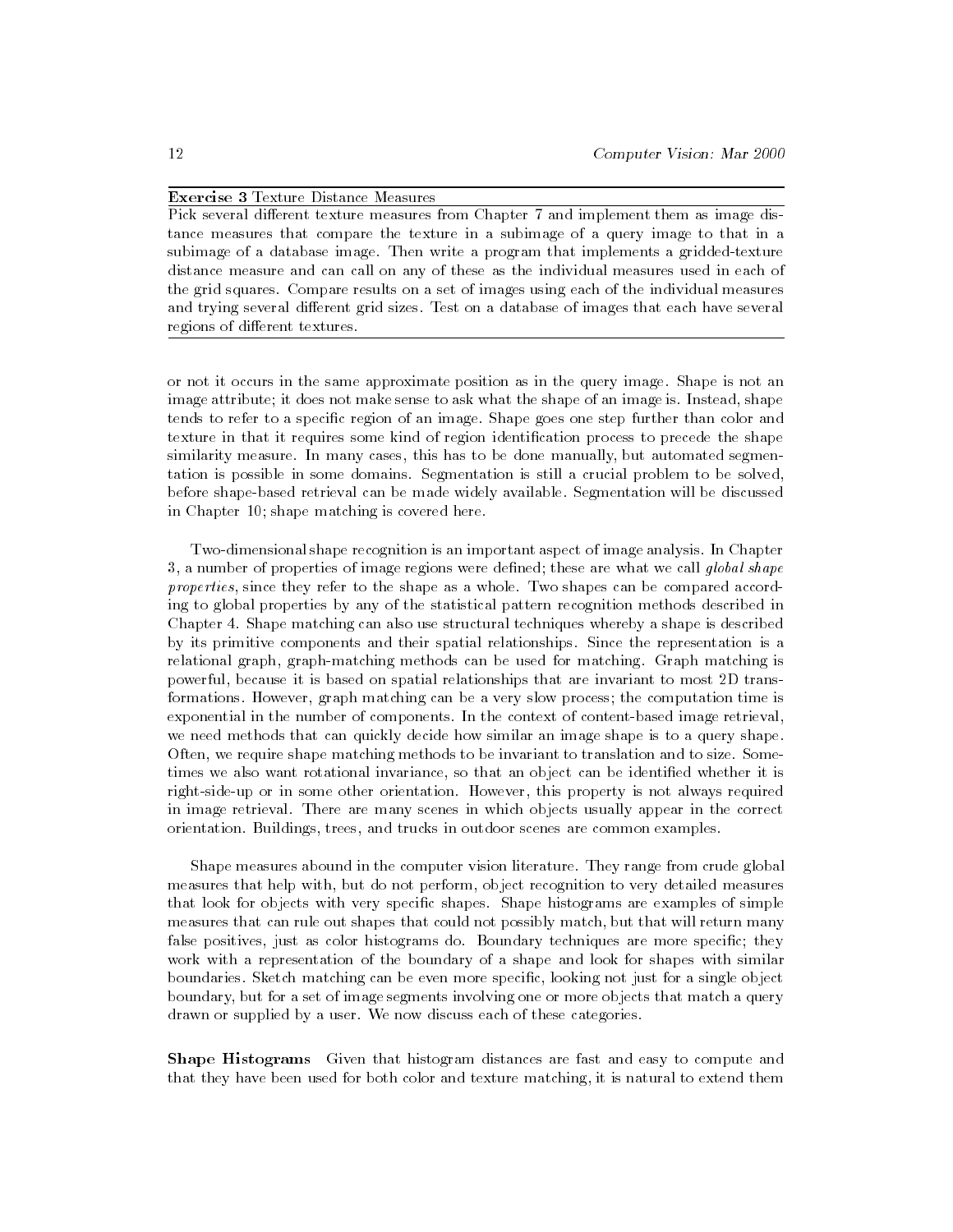**Exercise 3** Texture Distance Measures

Pick several different texture measures from Chapter 7 and implement them as image distance measures that compare the texture in a subimage of a query image to that in a subimage of a database image. Then write a program that implements a gridded-texture distance measure and can call on any of these as the individual measures used in each of the grid squares. Compare results on a set of images using each of the individual measures and trying several different grid sizes. Test on a database of images that each have several regions of different textures.

---

or not it occurs in the same approximate position as in the query image. Shape is not an image attribute; it does not make sense to ask what the shape of an image is. Instead, shape tends to refer to a specific region of an image. Shape goes one step further than color and texture in that it requires some kind of region identification process to precede the shape similarity measure. In many cases, this has to be done manually, but automated segmentation is possible in some domains. Segmentation is still a crucial problem to be solved, before shape-based retrieval can be made widely available. Segmentation will be discussed in Chapter 10; shape matching is covered here.

Two-dimensional shape recognition is an important aspect of image analysis. In Chapter 3, a number of properties of image regions were defined; these are what we call *global shape properties*, since they refer to the shape as a whole. Two shapes can be compared according to global properties by any of the statistical pattern recognition methods described in Chapter 4. Shape matching can also use structural techniques whereby a shape is described by its primitive components and their spatial relationships. Since the representation is a relational graph, graph-matching methods can be used for matching. Graph matching is powerful, because it is based on spatial relationships that are invariant to most 2D transformations. However, graph matching can be a very slow process; the computation time is exponential in the number of components. In the context of content-based image retrieval, we need methods that can quickly decide how similar an image shape is to a query shape. Often, we require shape matching methods to be invariant to translation and to size. Sometimes we also want rotational invariance, so that an object can be identified whether it is right-side-up or in some other orientation. However, this property is not always required in image retrieval. There are many scenes in which objects usually appear in the correct orientation. Buildings, trees, and trucks in outdoor scenes are common examples.

Shape measures abound in the computer vision literature. They range from crude global measures that help with, but do not perform, object recognition to very detailed measures that look for objects with very specific shapes. Shape histograms are examples of simple measures that can rule out shapes that could not possibly match, but that will return many false positives, just as color histograms do. Boundary techniques are more specific; they work with a representation of the boundary of a shape and look for shapes with similar boundaries. Sketch matching can be even more specific, looking not just for a single object boundary, but for a set of image segments involving one or more objects that match a query drawn or supplied by a user. We now discuss each of these categories.

**Shape Histograms** Given that histogram distances are fast and easy to compute and that they have been used for both color and texture matching, it is natural to extend them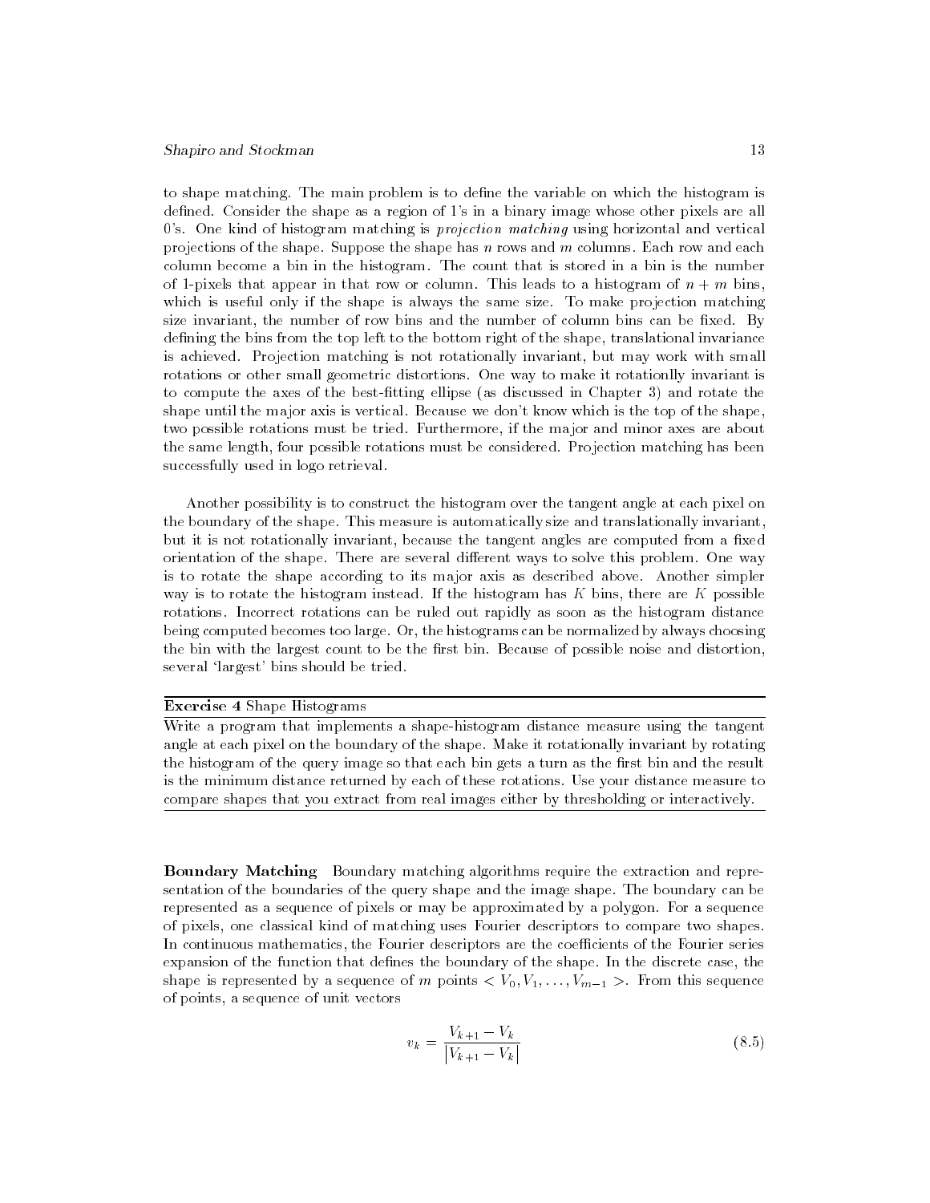to shape matching. The main problem is to define the variable on which the histogram is defined. Consider the shape as a region of 1's in a binary image whose other pixels are all 0's. One kind of histogram matching is *projection matching* using horizontal and vertical projections of the shape. Suppose the shape has $n$ rows and $m$ columns. Each row and each column become a bin in the histogram. The count that is stored in a bin is the number of 1-pixels that appear in that row or column. This leads to a histogram of $n + m$ bins, which is useful only if the shape is always the same size. To make projection matching size invariant, the number of row bins and the number of column bins can be fixed. By defining the bins from the top left to the bottom right of the shape, translational invariance is achieved. Projection matching is not rotationally invariant, but may work with small rotations or other small geometric distortions. One way to make it rotationlly invariant is to compute the axes of the best-fitting ellipse (as discussed in Chapter 3) and rotate the shape until the major axis is vertical. Because we don't know which is the top of the shape, two possible rotations must be tried. Furthermore, if the major and minor axes are about the same length, four possible rotations must be considered. Projection matching has been successfully used in logo retrieval.

Another possibility is to construct the histogram over the tangent angle at each pixel on the boundary of the shape. This measure is automatically size and translationally invariant, but it is not rotationally invariant, because the tangent angles are computed from a fixed orientation of the shape. There are several different ways to solve this problem. One way is to rotate the shape according to its major axis as described above. Another simpler way is to rotate the histogram instead. If the histogram has $K$ bins, there are $K$ possible rotations. Incorrect rotations can be ruled out rapidly as soon as the histogram distance being computed becomes too large. Or, the histograms can be normalized by always choosing the bin with the largest count to be the first bin. Because of possible noise and distortion, several 'largest' bins should be tried.

---

**Exercise 4** Shape Histograms

---

Write a program that implements a shape-histogram distance measure using the tangent angle at each pixel on the boundary of the shape. Make it rotationally invariant by rotating the histogram of the query image so that each bin gets a turn as the first bin and the result is the minimum distance returned by each of these rotations. Use your distance measure to compare shapes that you extract from real images either by thresholding or interactively.

---

**Boundary Matching** Boundary matching algorithms require the extraction and representation of the boundaries of the query shape and the image shape. The boundary can be represented as a sequence of pixels or may be approximated by a polygon. For a sequence of pixels, one classical kind of matching uses Fourier descriptors to compare two shapes. In continuous mathematics, the Fourier descriptors are the coefficients of the Fourier series expansion of the function that defines the boundary of the shape. In the discrete case, the shape is represented by a sequence of $m$ points $< V_0, V_1, \ldots, V_{m-1} >$. From this sequence of points, a sequence of unit vectors

$$v_k = \frac{V_{k+1} - V_k}{|V_{k+1} - V_k|} \tag{8.5}$$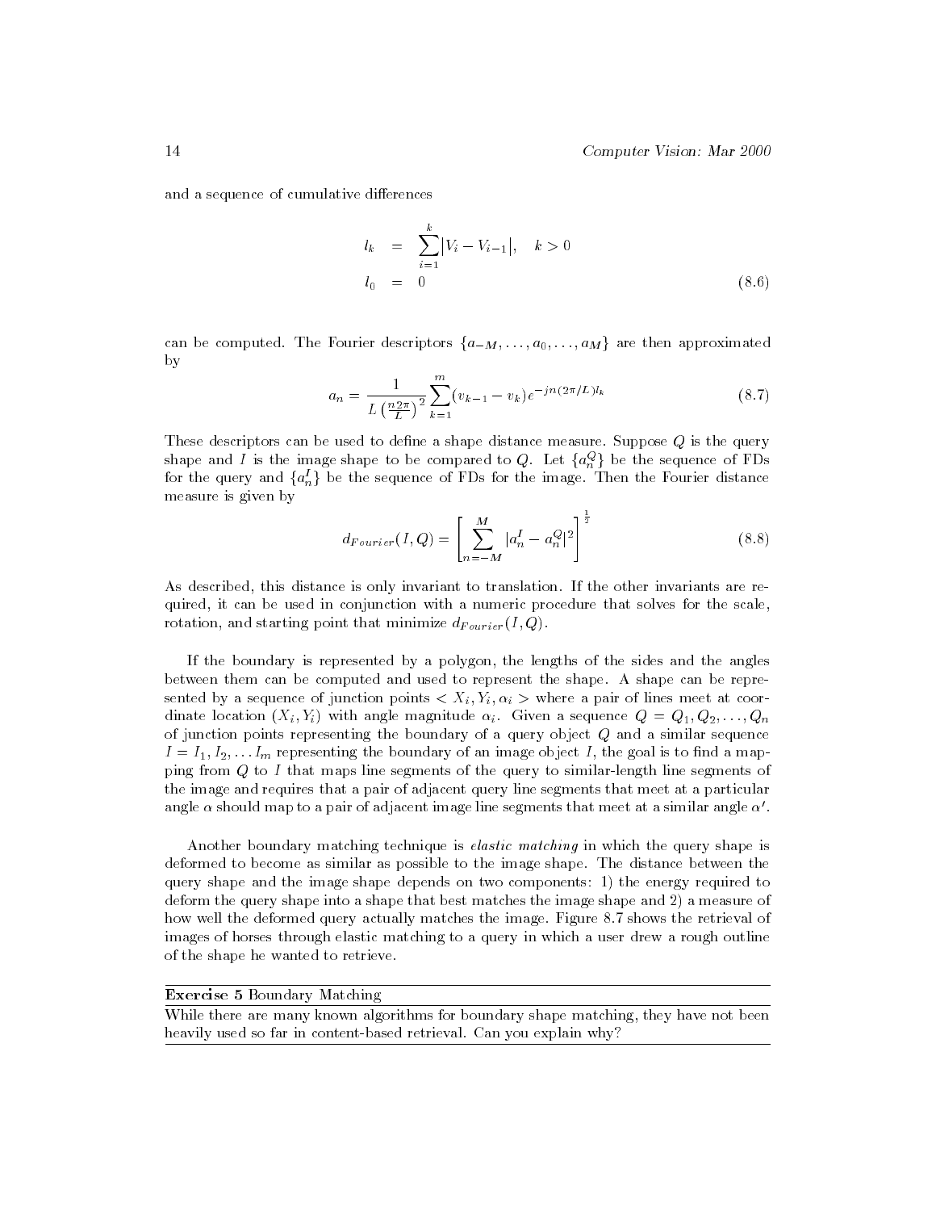and a sequence of cumulative differences

$$
\begin{aligned}
l_k &= \sum_{i=1}^{k} \left| V_i - V_{i-1} \right|, \quad k > 0 \\
l_0 &= 0
\end{aligned}
\tag{8.6}
$$

can be computed. The Fourier descriptors $\{a_{-M}, \ldots, a_0, \ldots, a_M\}$ are then approximated by

$$
a_n = \frac{1}{L\left(\frac{n2\pi}{L}\right)^2} \sum_{k=1}^{m} (v_{k-1} - v_k) e^{-jn(2\pi/L)l_k} \tag{8.7}
$$

These descriptors can be used to define a shape distance measure. Suppose $Q$ is the query shape and $I$ is the image shape to be compared to $Q$. Let $\{a_n^Q\}$ be the sequence of FDs for the query and $\{a_n^I\}$ be the sequence of FDs for the image. Then the Fourier distance measure is given by

$$
d_{Fourier}(I, Q) = \left[ \sum_{n=-M}^{M} |a_n^I - a_n^Q|^2 \right]^{\frac{1}{2}} \tag{8.8}
$$

As described, this distance is only invariant to translation. If the other invariants are required, it can be used in conjunction with a numeric procedure that solves for the scale, rotation, and starting point that minimize $d_{Fourier}(I, Q)$.

If the boundary is represented by a polygon, the lengths of the sides and the angles between them can be computed and used to represent the shape. A shape can be represented by a sequence of junction points $< X_i, Y_i, \alpha_i >$ where a pair of lines meet at coordinate location $(X_i, Y_i)$ with angle magnitude $\alpha_i$. Given a sequence $Q = Q_1, Q_2, \ldots, Q_n$ of junction points representing the boundary of a query object $Q$ and a similar sequence $I = I_1, I_2, \ldots I_m$ representing the boundary of an image object $I$, the goal is to find a mapping from $Q$ to $I$ that maps line segments of the query to similar-length line segments of the image and requires that a pair of adjacent query line segments that meet at a particular angle $\alpha$ should map to a pair of adjacent image line segments that meet at a similar angle $\alpha'$.

Another boundary matching technique is *elastic matching* in which the query shape is deformed to become as similar as possible to the image shape. The distance between the query shape and the image shape depends on two components: 1) the energy required to deform the query shape into a shape that best matches the image shape and 2) a measure of how well the deformed query actually matches the image. Figure 8.7 shows the retrieval of images of horses through elastic matching to a query in which a user drew a rough outline of the shape he wanted to retrieve.

---

**Exercise 5** Boundary Matching

While there are many known algorithms for boundary shape matching, they have not been heavily used so far in content-based retrieval. Can you explain why?

---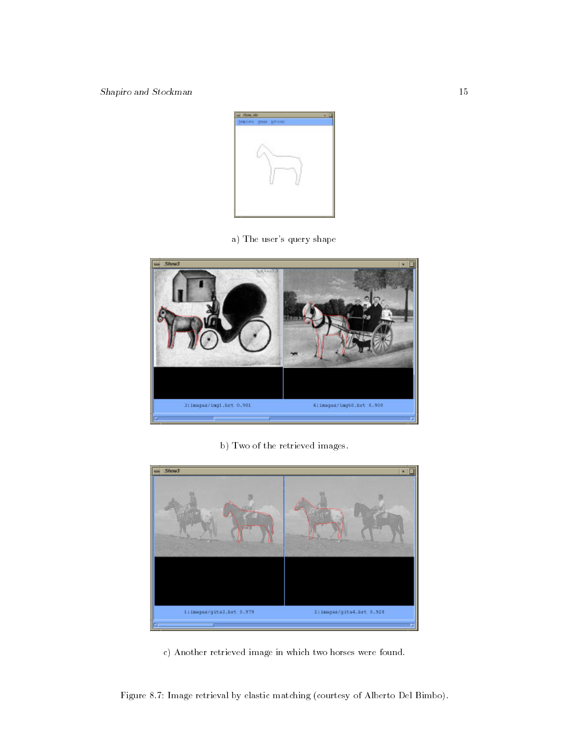a) The user's query shape

b) Two of the retrieved images.

c) Another retrieved image in which two horses were found.

Figure 8.7: Image retrieval by elastic matching (courtesy of Alberto Del Bimbo).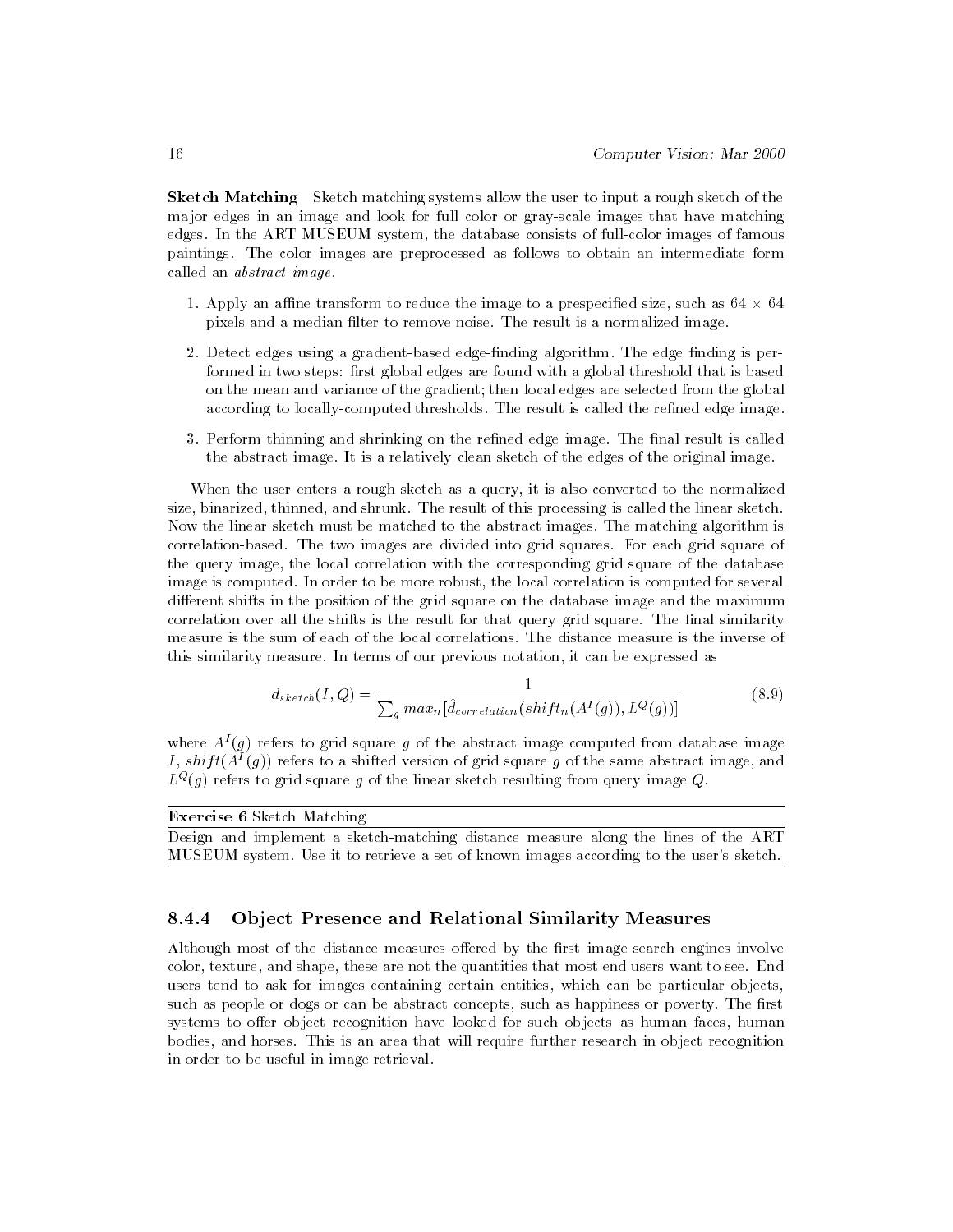**Sketch Matching** Sketch matching systems allow the user to input a rough sketch of the major edges in an image and look for full color or gray-scale images that have matching edges. In the ART MUSEUM system, the database consists of full-color images of famous paintings. The color images are preprocessed as follows to obtain an intermediate form called an *abstract image*.

1. Apply an affine transform to reduce the image to a prespecified size, such as $64 \times 64$ pixels and a median filter to remove noise. The result is a normalized image.
2. Detect edges using a gradient-based edge-finding algorithm. The edge finding is performed in two steps: first global edges are found with a global threshold that is based on the mean and variance of the gradient; then local edges are selected from the global according to locally-computed thresholds. The result is called the refined edge image.
3. Perform thinning and shrinking on the refined edge image. The final result is called the abstract image. It is a relatively clean sketch of the edges of the original image.

When the user enters a rough sketch as a query, it is also converted to the normalized size, binarized, thinned, and shrunk. The result of this processing is called the linear sketch. Now the linear sketch must be matched to the abstract images. The matching algorithm is correlation-based. The two images are divided into grid squares. For each grid square of the query image, the local correlation with the corresponding grid square of the database image is computed. In order to be more robust, the local correlation is computed for several different shifts in the position of the grid square on the database image and the maximum correlation over all the shifts is the result for that query grid square. The final similarity measure is the sum of each of the local correlations. The distance measure is the inverse of this similarity measure. In terms of our previous notation, it can be expressed as

$$d_{sketch}(I, Q) = \frac{1}{\sum_g max_n[\hat{d}_{correlation}(shift_n(A^I(g)), L^Q(g))]} \tag{8.9}$$

where $A^I(g)$ refers to grid square $g$ of the abstract image computed from database image $I$, $shift(A^I(g))$ refers to a shifted version of grid square $g$ of the same abstract image, and $L^Q(g)$ refers to grid square $g$ of the linear sketch resulting from query image $Q$.

---

**Exercise 6** Sketch Matching

Design and implement a sketch-matching distance measure along the lines of the ART MUSEUM system. Use it to retrieve a set of known images according to the user's sketch.

---

### 8.4.4 Object Presence and Relational Similarity Measures

Although most of the distance measures offered by the first image search engines involve color, texture, and shape, these are not the quantities that most end users want to see. End users tend to ask for images containing certain entities, which can be particular objects, such as people or dogs or can be abstract concepts, such as happiness or poverty. The first systems to offer object recognition have looked for such objects as human faces, human bodies, and horses. This is an area that will require further research in object recognition in order to be useful in image retrieval.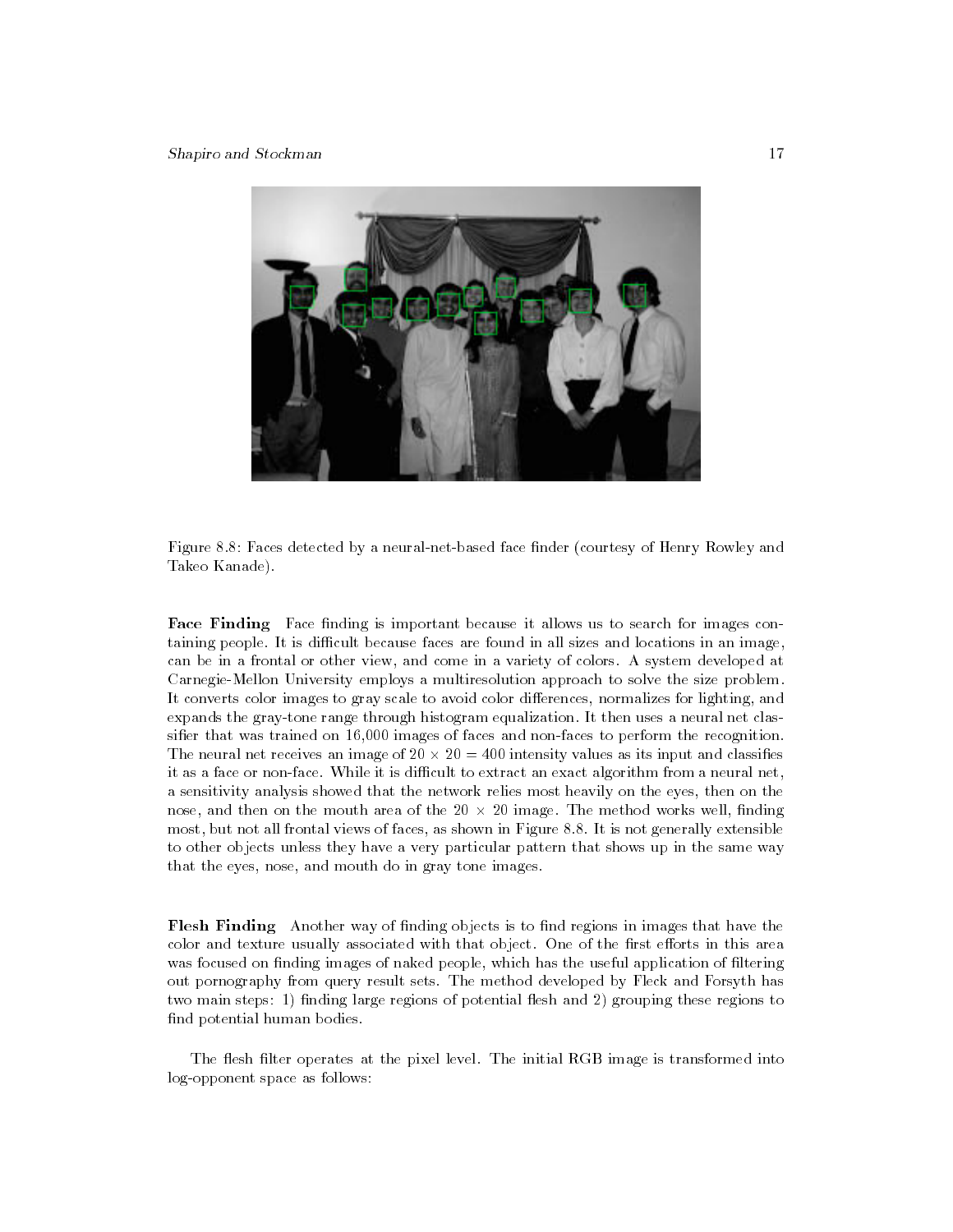Figure 8.8: Faces detected by a neural-net-based face finder (courtesy of Henry Rowley and Takeo Kanade).

**Face Finding** Face finding is important because it allows us to search for images containing people. It is difficult because faces are found in all sizes and locations in an image, can be in a frontal or other view, and come in a variety of colors. A system developed at Carnegie-Mellon University employs a multiresolution approach to solve the size problem. It converts color images to gray scale to avoid color differences, normalizes for lighting, and expands the gray-tone range through histogram equalization. It then uses a neural net classifier that was trained on 16,000 images of faces and non-faces to perform the recognition. The neural net receives an image of $20 \times 20 = 400$ intensity values as its input and classifies it as a face or non-face. While it is difficult to extract an exact algorithm from a neural net, a sensitivity analysis showed that the network relies most heavily on the eyes, then on the nose, and then on the mouth area of the $20 \times 20$ image. The method works well, finding most, but not all frontal views of faces, as shown in Figure 8.8. It is not generally extensible to other objects unless they have a very particular pattern that shows up in the same way that the eyes, nose, and mouth do in gray tone images.

**Flesh Finding** Another way of finding objects is to find regions in images that have the color and texture usually associated with that object. One of the first efforts in this area was focused on finding images of naked people, which has the useful application of filtering out pornography from query result sets. The method developed by Fleck and Forsyth has two main steps: 1) finding large regions of potential flesh and 2) grouping these regions to find potential human bodies.

The flesh filter operates at the pixel level. The initial RGB image is transformed into log-opponent space as follows: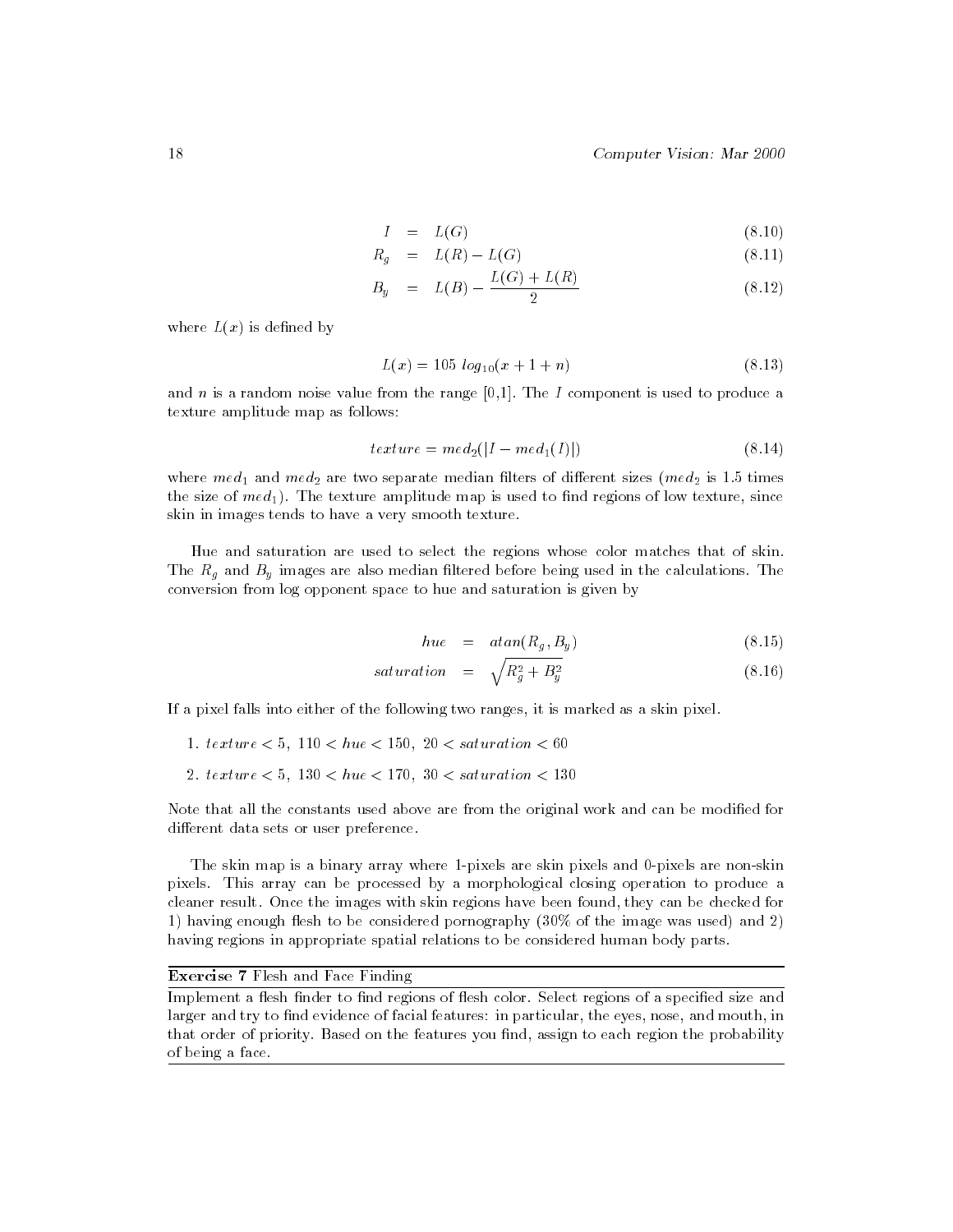$$
\begin{aligned}
I &= L(G) && (8.10)\\
R_g &= L(R) - L(G) && (8.11)\\
B_y &= L(B) - \frac{L(G) + L(R)}{2} && (8.12)
\end{aligned}
$$

where $L(x)$ is defined by

$$L(x) = 105 \; log_{10}(x + 1 + n) \tag{8.13}$$

and $n$ is a random noise value from the range [0,1]. The $I$ component is used to produce a texture amplitude map as follows:

$$texture = med_2(|I - med_1(I)|) \tag{8.14}$$

where $med_1$ and $med_2$ are two separate median filters of different sizes ($med_2$ is 1.5 times the size of $med_1$). The texture amplitude map is used to find regions of low texture, since skin in images tends to have a very smooth texture.

Hue and saturation are used to select the regions whose color matches that of skin. The $R_g$ and $B_y$ images are also median filtered before being used in the calculations. The conversion from log opponent space to hue and saturation is given by

$$
\begin{aligned}
hue &= atan(R_g, B_y) && (8.15)\\
saturation &= \sqrt{R_g^2 + B_y^2} && (8.16)
\end{aligned}
$$

If a pixel falls into either of the following two ranges, it is marked as a skin pixel.

1. $texture < 5,\; 110 < hue < 150,\; 20 < saturation < 60$
2. $texture < 5,\; 130 < hue < 170,\; 30 < saturation < 130$

Note that all the constants used above are from the original work and can be modified for different data sets or user preference.

The skin map is a binary array where 1-pixels are skin pixels and 0-pixels are non-skin pixels. This array can be processed by a morphological closing operation to produce a cleaner result. Once the images with skin regions have been found, they can be checked for 1) having enough flesh to be considered pornography (30% of the image was used) and 2) having regions in appropriate spatial relations to be considered human body parts.

---

**Exercise 7** Flesh and Face Finding

Implement a flesh finder to find regions of flesh color. Select regions of a specified size and larger and try to find evidence of facial features: in particular, the eyes, nose, and mouth, in that order of priority. Based on the features you find, assign to each region the probability of being a face.

---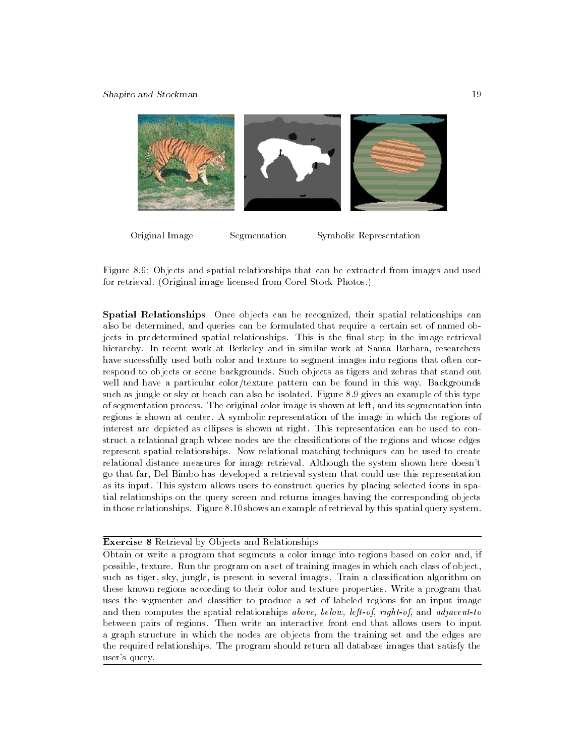Original Image Segmentation Symbolic Representation

Figure 8.9: Objects and spatial relationships that can be extracted from images and used for retrieval. (Original image licensed from Corel Stock Photos.)

**Spatial Relationships** Once objects can be recognized, their spatial relationships can also be determined, and queries can be formulated that require a certain set of named objects in predetermined spatial relationships. This is the final step in the image retrieval hierarchy. In recent work at Berkeley and in similar work at Santa Barbara, researchers have sucessfully used both color and texture to segment images into regions that often correspond to objects or scene backgrounds. Such objects as tigers and zebras that stand out well and have a particular color/texture pattern can be found in this way. Backgrounds such as jungle or sky or beach can also be isolated. Figure 8.9 gives an example of this type of segmentation process. The original color image is shown at left, and its segmentation into regions is shown at center. A symbolic representation of the image in which the regions of interest are depicted as ellipses is shown at right. This representation can be used to construct a relational graph whose nodes are the classifications of the regions and whose edges represent spatial relationships. Now relational matching techniques can be used to create relational distance measures for image retrieval. Although the system shown here doesn't go that far, Del Bimbo has developed a retrieval system that could use this representation as its input. This system allows users to construct queries by placing selected icons in spatial relationships on the query screen and returns images having the corresponding objects in those relationships. Figure 8.10 shows an example of retrieval by this spatial query system.

---

**Exercise 8** Retrieval by Objects and Relationships

Obtain or write a program that segments a color image into regions based on color and, if possible, texture. Run the program on a set of training images in which each class of object, such as tiger, sky, jungle, is present in several images. Train a classification algorithm on these known regions according to their color and texture properties. Write a program that uses the segmenter and classifier to produce a set of labeled regions for an input image and then computes the spatial relationships *above*, *below*, *left-of*, *right-of*, and *adjacent-to* between pairs of regions. Then write an interactive front end that allows users to input a graph structure in which the nodes are objects from the training set and the edges are the required relationships. The program should return all database images that satisfy the user's query.

---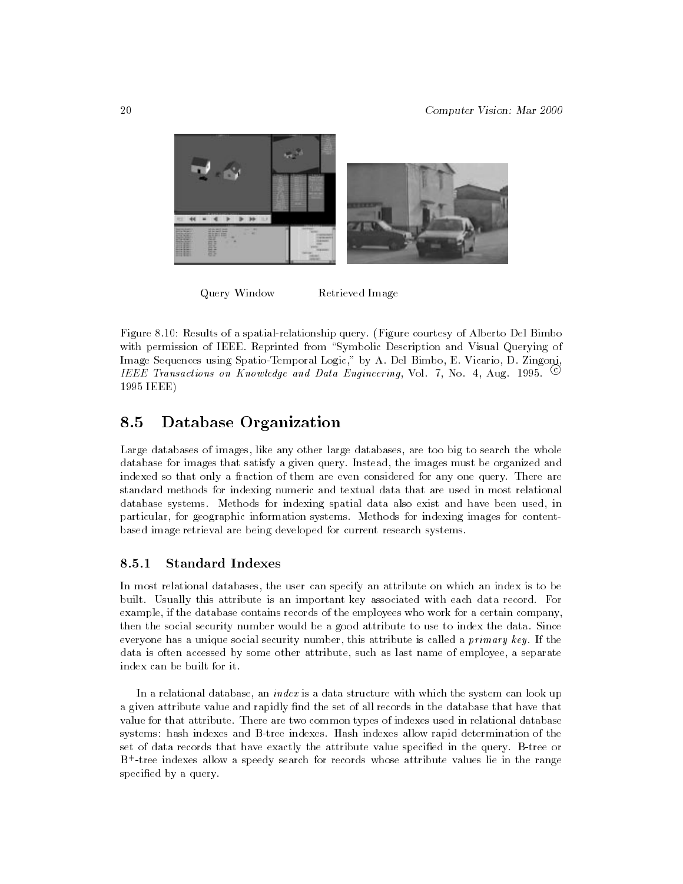Query Window Retrieved Image

Figure 8.10: Results of a spatial-relationship query. (Figure courtesy of Alberto Del Bimbo with permission of IEEE. Reprinted from "Symbolic Description and Visual Querying of Image Sequences using Spatio-Temporal Logic," by A. Del Bimbo, E. Vicario, D. Zingoni, *IEEE Transactions on Knowledge and Data Engineering*, Vol. 7, No. 4, Aug. 1995. © 1995 IEEE)

## 8.5 Database Organization

Large databases of images, like any other large databases, are too big to search the whole database for images that satisfy a given query. Instead, the images must be organized and indexed so that only a fraction of them are even considered for any one query. There are standard methods for indexing numeric and textual data that are used in most relational database systems. Methods for indexing spatial data also exist and have been used, in particular, for geographic information systems. Methods for indexing images for content-based image retrieval are being developed for current research systems.

### 8.5.1 Standard Indexes

In most relational databases, the user can specify an attribute on which an index is to be built. Usually this attribute is an important key associated with each data record. For example, if the database contains records of the employees who work for a certain company, then the social security number would be a good attribute to use to index the data. Since everyone has a unique social security number, this attribute is called a *primary key*. If the data is often accessed by some other attribute, such as last name of employee, a separate index can be built for it.

In a relational database, an *index* is a data structure with which the system can look up a given attribute value and rapidly find the set of all records in the database that have that value for that attribute. There are two common types of indexes used in relational database systems: hash indexes and B-tree indexes. Hash indexes allow rapid determination of the set of data records that have exactly the attribute value specified in the query. B-tree or $B^+$-tree indexes allow a speedy search for records whose attribute values lie in the range specified by a query.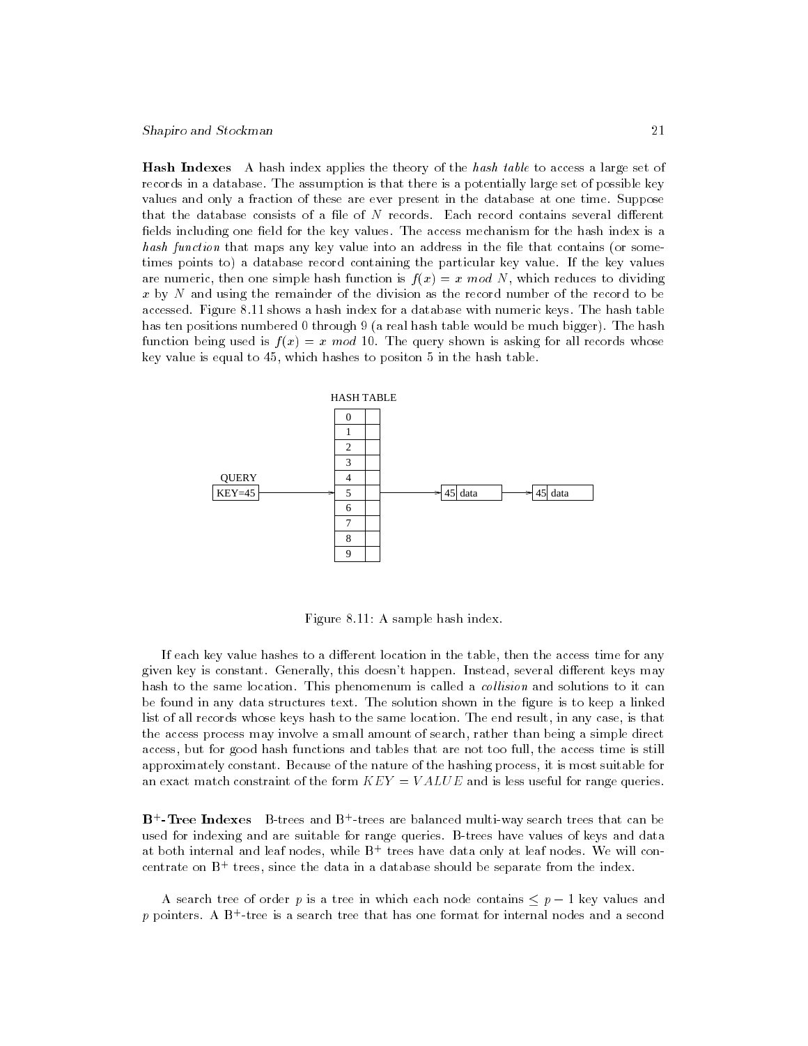**Hash Indexes** A hash index applies the theory of the *hash table* to access a large set of records in a database. The assumption is that there is a potentially large set of possible key values and only a fraction of these are ever present in the database at one time. Suppose that the database consists of a file of $N$ records. Each record contains several different fields including one field for the key values. The access mechanism for the hash index is a *hash function* that maps any key value into an address in the file that contains (or sometimes points to) a database record containing the particular key value. If the key values are numeric, then one simple hash function is $f(x) = x \ mod \ N$, which reduces to dividing $x$ by $N$ and using the remainder of the division as the record number of the record to be accessed. Figure 8.11 shows a hash index for a database with numeric keys. The hash table has ten positions numbered 0 through 9 (a real hash table would be much bigger). The hash function being used is $f(x) = x \ mod \ 10$. The query shown is asking for all records whose key value is equal to 45, which hashes to positon 5 in the hash table.

Figure 8.11: A sample hash index.

If each key value hashes to a different location in the table, then the access time for any given key is constant. Generally, this doesn't happen. Instead, several different keys may hash to the same location. This phenomenum is called a *collision* and solutions to it can be found in any data structures text. The solution shown in the figure is to keep a linked list of all records whose keys hash to the same location. The end result, in any case, is that the access process may involve a small amount of search, rather than being a simple direct access, but for good hash functions and tables that are not too full, the access time is still approximately constant. Because of the nature of the hashing process, it is most suitable for an exact match constraint of the form $KEY = VALUE$ and is less useful for range queries.

**B$^+$-Tree Indexes** B-trees and B$^+$-trees are balanced multi-way search trees that can be used for indexing and are suitable for range queries. B-trees have values of keys and data at both internal and leaf nodes, while B$^+$ trees have data only at leaf nodes. We will concentrate on B$^+$ trees, since the data in a database should be separate from the index.

A search tree of order $p$ is a tree in which each node contains $\leq p - 1$ key values and $p$ pointers. A B$^+$-tree is a search tree that has one format for internal nodes and a second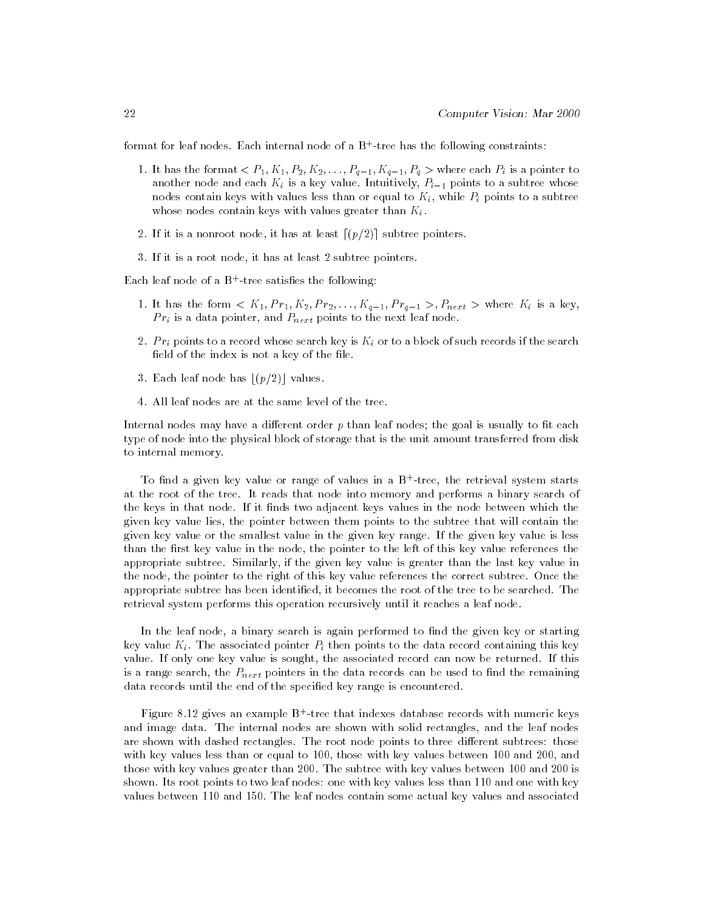format for leaf nodes. Each internal node of a B$^+$-tree has the following constraints:

1. It has the format $< P_1, K_1, P_2, K_2, \ldots, P_{q-1}, K_{q-1}, P_q >$ where each $P_i$ is a pointer to another node and each $K_i$ is a key value. Intuitively, $P_{i-1}$ points to a subtree whose nodes contain keys with values less than or equal to $K_i$, while $P_i$ points to a subtree whose nodes contain keys with values greater than $K_i$.

2. If it is a nonroot node, it has at least $\lceil (p/2) \rceil$ subtree pointers.

3. If it is a root node, it has at least 2 subtree pointers.

Each leaf node of a B$^+$-tree satisfies the following:

1. It has the form $< K_1, Pr_1, K_2, Pr_2, \ldots, K_{q-1}, Pr_{q-1} >, P_{next} >$ where $K_i$ is a key, $Pr_i$ is a data pointer, and $P_{next}$ points to the next leaf node.

2. $Pr_i$ points to a record whose search key is $K_i$ or to a block of such records if the search field of the index is not a key of the file.

3. Each leaf node has $\lfloor (p/2) \rfloor$ values.

4. All leaf nodes are at the same level of the tree.

Internal nodes may have a different order $p$ than leaf nodes; the goal is usually to fit each type of node into the physical block of storage that is the unit amount transferred from disk to internal memory.

To find a given key value or range of values in a B$^+$-tree, the retrieval system starts at the root of the tree. It reads that node into memory and performs a binary search of the keys in that node. If it finds two adjacent keys values in the node between which the given key value lies, the pointer between them points to the subtree that will contain the given key value or the smallest value in the given key range. If the given key value is less than the first key value in the node, the pointer to the left of this key value references the appropriate subtree. Similarly, if the given key value is greater than the last key value in the node, the pointer to the right of this key value references the correct subtree. Once the appropriate subtree has been identified, it becomes the root of the tree to be searched. The retrieval system performs this operation recursively until it reaches a leaf node.

In the leaf node, a binary search is again performed to find the given key or starting key value $K_i$. The associated pointer $P_i$ then points to the data record containing this key value. If only one key value is sought, the associated record can now be returned. If this is a range search, the $P_{next}$ pointers in the data records can be used to find the remaining data records until the end of the specified key range is encountered.

Figure 8.12 gives an example B$^+$-tree that indexes database records with numeric keys and image data. The internal nodes are shown with solid rectangles, and the leaf nodes are shown with dashed rectangles. The root node points to three different subtrees: those with key values less than or equal to 100, those with key values between 100 and 200, and those with key values greater than 200. The subtree with key values between 100 and 200 is shown. Its root points to two leaf nodes: one with key values less than 110 and one with key values between 110 and 150. The leaf nodes contain some actual key values and associated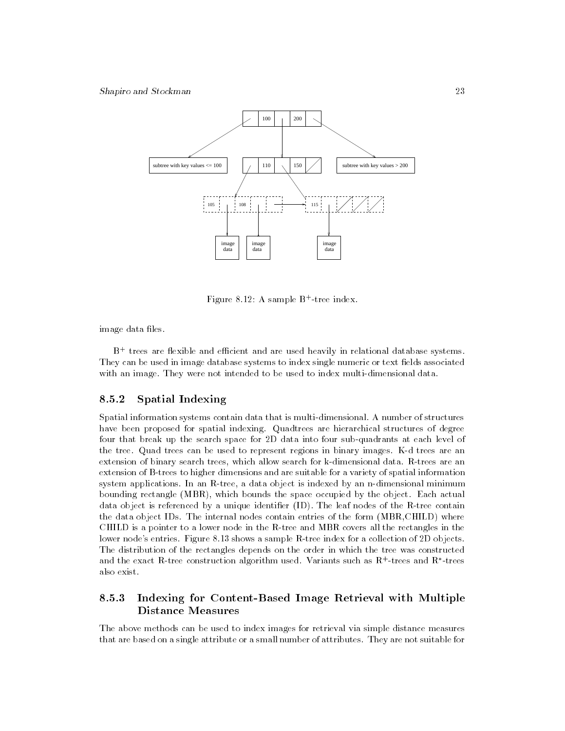Figure 8.12: A sample $B^+$-tree index.

image data files.

$B^+$ trees are flexible and efficient and are used heavily in relational database systems. They can be used in image database systems to index single numeric or text fields associated with an image. They were not intended to be used to index multi-dimensional data.

### 8.5.2 Spatial Indexing

Spatial information systems contain data that is multi-dimensional. A number of structures have been proposed for spatial indexing. Quadtrees are hierarchical structures of degree four that break up the search space for 2D data into four sub-quadrants at each level of the tree. Quad trees can be used to represent regions in binary images. K-d trees are an extension of binary search trees, which allow search for k-dimensional data. R-trees are an extension of B-trees to higher dimensions and are suitable for a variety of spatial information system applications. In an R-tree, a data object is indexed by an n-dimensional minimum bounding rectangle (MBR), which bounds the space occupied by the object. Each actual data object is referenced by a unique identifier (ID). The leaf nodes of the R-tree contain the data object IDs. The internal nodes contain entries of the form (MBR,CHILD) where CHILD is a pointer to a lower node in the R-tree and MBR covers all the rectangles in the lower node's entries. Figure 8.13 shows a sample R-tree index for a collection of 2D objects. The distribution of the rectangles depends on the order in which the tree was constructed and the exact R-tree construction algorithm used. Variants such as $R^+$-trees and $R^*$-trees also exist.

### 8.5.3 Indexing for Content-Based Image Retrieval with Multiple Distance Measures

The above methods can be used to index images for retrieval via simple distance measures that are based on a single attribute or a small number of attributes. They are not suitable for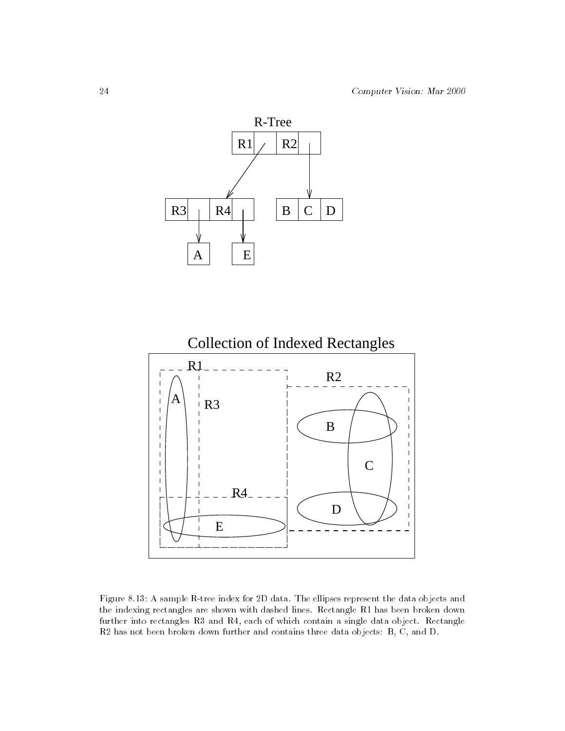Figure 8.13: A sample R-tree index for 2D data. The ellipses represent the data objects and the indexing rectangles are shown with dashed lines. Rectangle R1 has been broken down further into rectangles R3 and R4, each of which contain a single data object. Rectangle R2 has not been broken down further and contains three data objects: B, C, and D.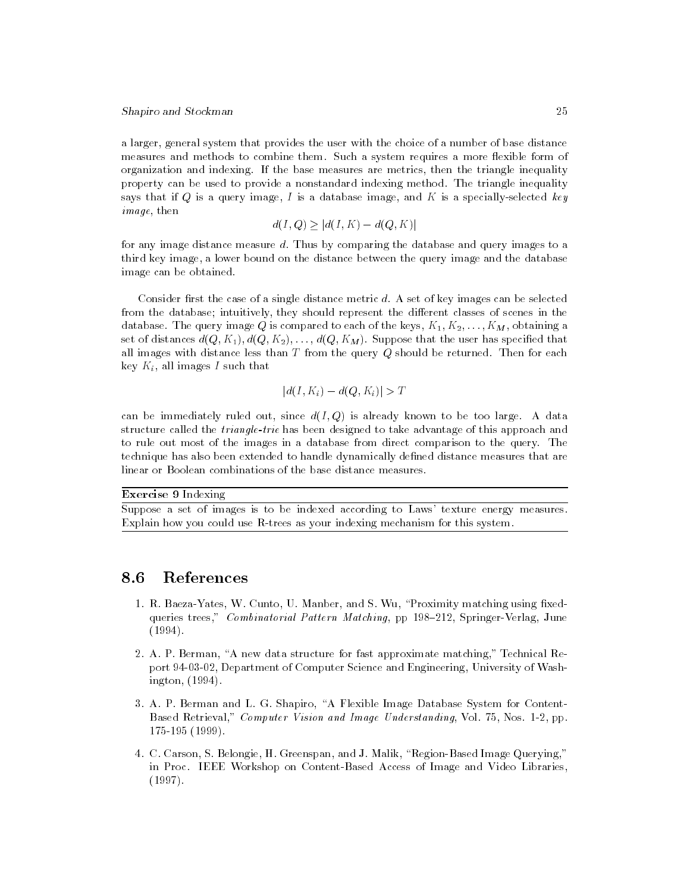a larger, general system that provides the user with the choice of a number of base distance measures and methods to combine them. Such a system requires a more flexible form of organization and indexing. If the base measures are metrics, then the triangle inequality property can be used to provide a nonstandard indexing method. The triangle inequality says that if $Q$ is a query image, $I$ is a database image, and $K$ is a specially-selected *key image*, then

$$d(I, Q) \geq |d(I, K) - d(Q, K)|$$

for any image distance measure $d$. Thus by comparing the database and query images to a third key image, a lower bound on the distance between the query image and the database image can be obtained.

Consider first the case of a single distance metric $d$. A set of key images can be selected from the database; intuitively, they should represent the different classes of scenes in the database. The query image $Q$ is compared to each of the keys, $K_1, K_2, \ldots, K_M$, obtaining a set of distances $d(Q, K_1), d(Q, K_2), \ldots, d(Q, K_M)$. Suppose that the user has specified that all images with distance less than $T$ from the query $Q$ should be returned. Then for each key $K_i$, all images $I$ such that

$$|d(I, K_i) - d(Q, K_i)| > T$$

can be immediately ruled out, since $d(I, Q)$ is already known to be too large. A data structure called the *triangle-trie* has been designed to take advantage of this approach and to rule out most of the images in a database from direct comparison to the query. The technique has also been extended to handle dynamically defined distance measures that are linear or Boolean combinations of the base distance measures.

**Exercise 9** Indexing

Suppose a set of images is to be indexed according to Laws' texture energy measures. Explain how you could use R-trees as your indexing mechanism for this system.

## 8.6 References

1. R. Baeza-Yates, W. Cunto, U. Manber, and S. Wu, "Proximity matching using fixed-queries trees," *Combinatorial Pattern Matching*, pp 198–212, Springer-Verlag, June (1994).

2. A. P. Berman, "A new data structure for fast approximate matching," Technical Report 94-03-02, Department of Computer Science and Engineering, University of Washington, (1994).

3. A. P. Berman and L. G. Shapiro, "A Flexible Image Database System for Content-Based Retrieval," *Computer Vision and Image Understanding*, Vol. 75, Nos. 1-2, pp. 175-195 (1999).

4. C. Carson, S. Belongie, H. Greenspan, and J. Malik, "Region-Based Image Querying," in Proc. IEEE Workshop on Content-Based Access of Image and Video Libraries, (1997).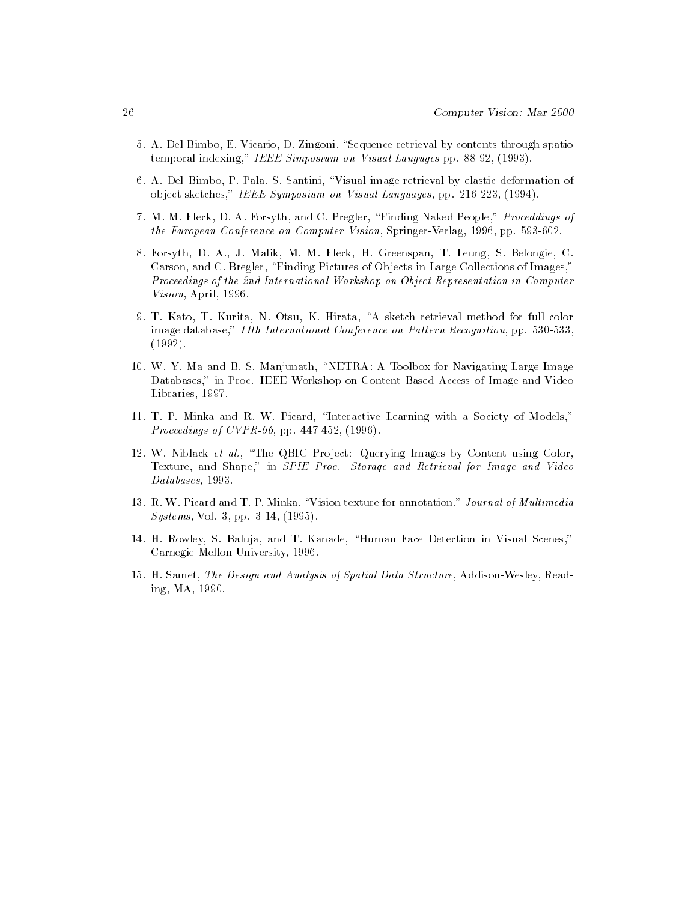5. A. Del Bimbo, E. Vicario, D. Zingoni, "Sequence retrieval by contents through spatio temporal indexing," *IEEE Simposium on Visual Languges* pp. 88-92, (1993).

6. A. Del Bimbo, P. Pala, S. Santini, "Visual image retrieval by elastic deformation of object sketches," *IEEE Symposium on Visual Languages*, pp. 216-223, (1994).

7. M. M. Fleck, D. A. Forsyth, and C. Pregler, "Finding Naked People," *Proceddings of the European Conference on Computer Vision*, Springer-Verlag, 1996, pp. 593-602.

8. Forsyth, D. A., J. Malik, M. M. Fleck, H. Greenspan, T. Leung, S. Belongie, C. Carson, and C. Bregler, "Finding Pictures of Objects in Large Collections of Images," *Proceedings of the 2nd International Workshop on Object Representation in Computer Vision*, April, 1996.

9. T. Kato, T. Kurita, N. Otsu, K. Hirata, "A sketch retrieval method for full color image database," *11th International Conference on Pattern Recognition*, pp. 530-533, (1992).

10. W. Y. Ma and B. S. Manjunath, "NETRA: A Toolbox for Navigating Large Image Databases," in Proc. IEEE Workshop on Content-Based Access of Image and Video Libraries, 1997.

11. T. P. Minka and R. W. Picard, "Interactive Learning with a Society of Models," *Proceedings of CVPR-96*, pp. 447-452, (1996).

12. W. Niblack *et al.*, "The QBIC Project: Querying Images by Content using Color, Texture, and Shape," in *SPIE Proc. Storage and Retrieval for Image and Video Databases*, 1993.

13. R. W. Picard and T. P. Minka, "Vision texture for annotation," *Journal of Multimedia Systems*, Vol. 3, pp. 3-14, (1995).

14. H. Rowley, S. Baluja, and T. Kanade, "Human Face Detection in Visual Scenes," Carnegie-Mellon University, 1996.

15. H. Samet, *The Design and Analysis of Spatial Data Structure*, Addison-Wesley, Reading, MA, 1990.